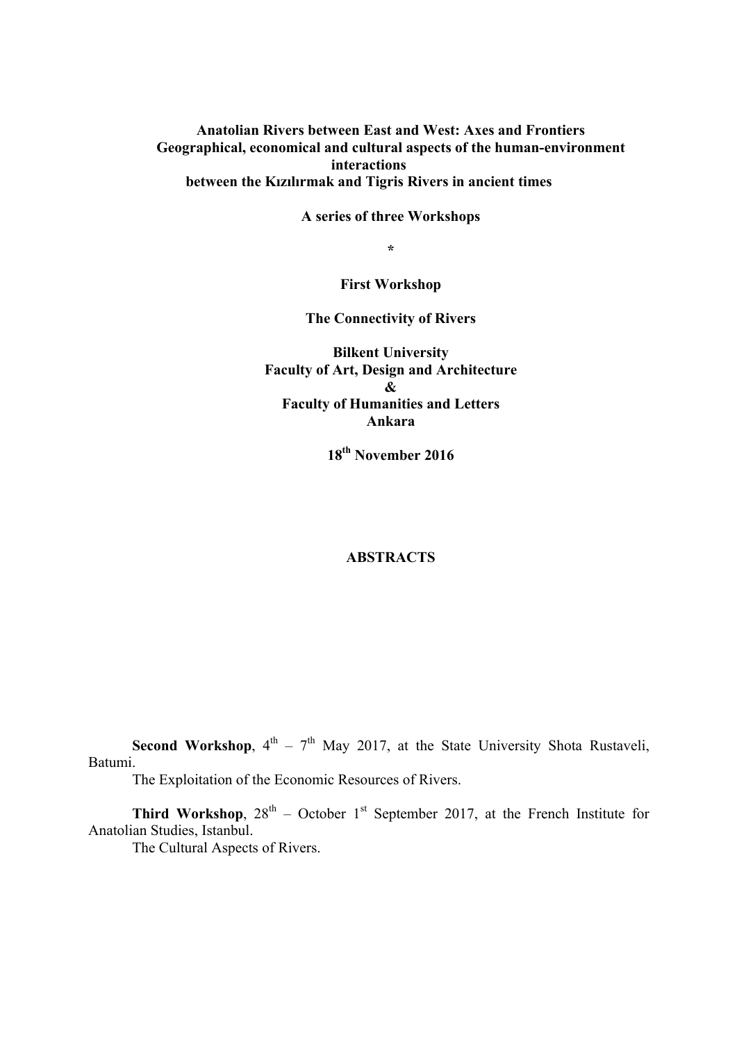# Anatolian Rivers between East and West: Axes and Frontiers

## Geographical, economical and cultural aspects of the human-environment interactions between the Kızılırmak and Tigris Rivers in ancient times

**A series of three Workshops**

**\***

**First Workshop**

**The Connectivity of Rivers**

**Bilkent University**
**Faculty of Art, Design and Architecture**
**&**
**Faculty of Humanities and Letters**
**Ankara**

**18th November 2016**

**ABSTRACTS**

**Second Workshop**, 4th – 7th May 2017, at the State University Shota Rustaveli, Batumi.
The Exploitation of the Economic Resources of Rivers.

**Third Workshop**, 28th – October 1st September 2017, at the French Institute for Anatolian Studies, Istanbul.
The Cultural Aspects of Rivers.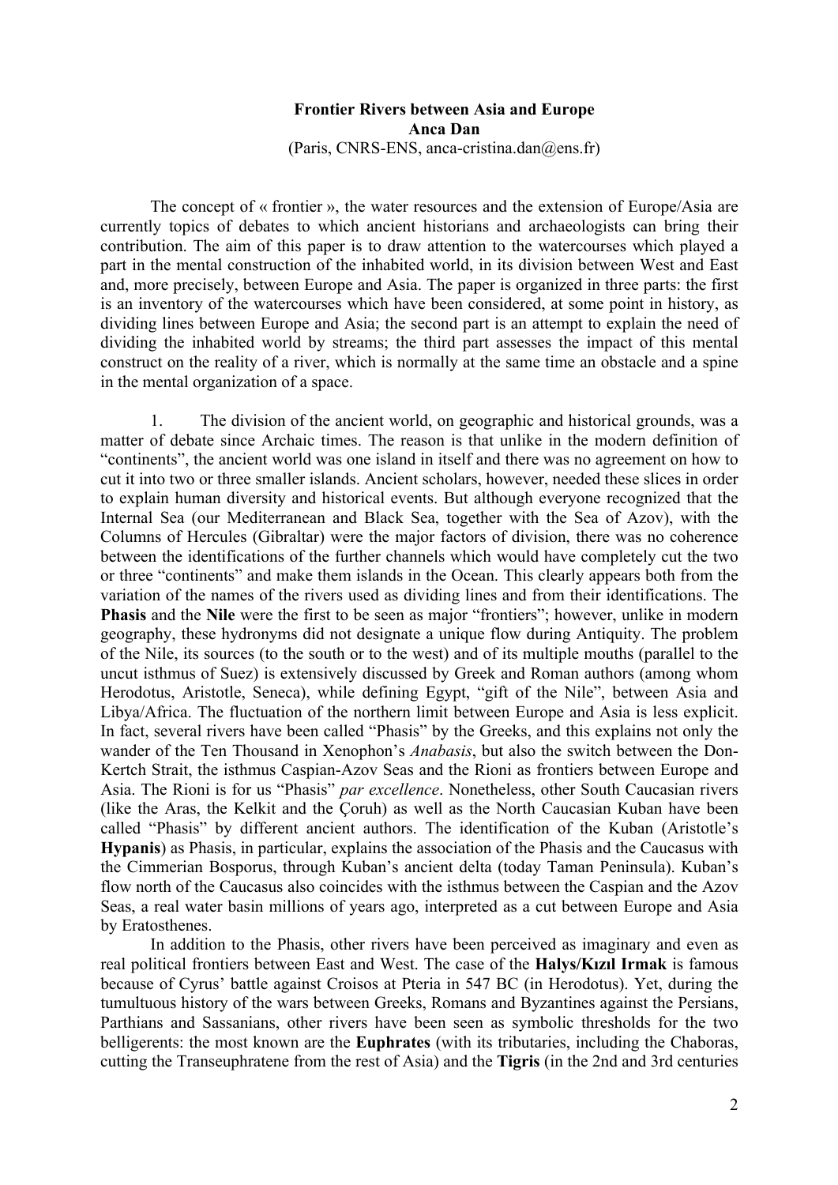**Frontier Rivers between Asia and Europe**
**Anca Dan**
(Paris, CNRS-ENS, anca-cristina.dan@ens.fr)

The concept of « frontier », the water resources and the extension of Europe/Asia are currently topics of debates to which ancient historians and archaeologists can bring their contribution. The aim of this paper is to draw attention to the watercourses which played a part in the mental construction of the inhabited world, in its division between West and East and, more precisely, between Europe and Asia. The paper is organized in three parts: the first is an inventory of the watercourses which have been considered, at some point in history, as dividing lines between Europe and Asia; the second part is an attempt to explain the need of dividing the inhabited world by streams; the third part assesses the impact of this mental construct on the reality of a river, which is normally at the same time an obstacle and a spine in the mental organization of a space.

1. The division of the ancient world, on geographic and historical grounds, was a matter of debate since Archaic times. The reason is that unlike in the modern definition of "continents", the ancient world was one island in itself and there was no agreement on how to cut it into two or three smaller islands. Ancient scholars, however, needed these slices in order to explain human diversity and historical events. But although everyone recognized that the Internal Sea (our Mediterranean and Black Sea, together with the Sea of Azov), with the Columns of Hercules (Gibraltar) were the major factors of division, there was no coherence between the identifications of the further channels which would have completely cut the two or three "continents" and make them islands in the Ocean. This clearly appears both from the variation of the names of the rivers used as dividing lines and from their identifications. The **Phasis** and the **Nile** were the first to be seen as major "frontiers"; however, unlike in modern geography, these hydronyms did not designate a unique flow during Antiquity. The problem of the Nile, its sources (to the south or to the west) and of its multiple mouths (parallel to the uncut isthmus of Suez) is extensively discussed by Greek and Roman authors (among whom Herodotus, Aristotle, Seneca), while defining Egypt, "gift of the Nile", between Asia and Libya/Africa. The fluctuation of the northern limit between Europe and Asia is less explicit. In fact, several rivers have been called "Phasis" by the Greeks, and this explains not only the wander of the Ten Thousand in Xenophon's *Anabasis*, but also the switch between the Don-Kertch Strait, the isthmus Caspian-Azov Seas and the Rioni as frontiers between Europe and Asia. The Rioni is for us "Phasis" *par excellence*. Nonetheless, other South Caucasian rivers (like the Aras, the Kelkit and the Çoruh) as well as the North Caucasian Kuban have been called "Phasis" by different ancient authors. The identification of the Kuban (Aristotle's **Hypanis**) as Phasis, in particular, explains the association of the Phasis and the Caucasus with the Cimmerian Bosporus, through Kuban's ancient delta (today Taman Peninsula). Kuban's flow north of the Caucasus also coincides with the isthmus between the Caspian and the Azov Seas, a real water basin millions of years ago, interpreted as a cut between Europe and Asia by Eratosthenes.

In addition to the Phasis, other rivers have been perceived as imaginary and even as real political frontiers between East and West. The case of the **Halys/Kızıl Irmak** is famous because of Cyrus' battle against Croisos at Pteria in 547 BC (in Herodotus). Yet, during the tumultuous history of the wars between Greeks, Romans and Byzantines against the Persians, Parthians and Sassanians, other rivers have been seen as symbolic thresholds for the two belligerents: the most known are the **Euphrates** (with its tributaries, including the Chaboras, cutting the Transeuphratene from the rest of Asia) and the **Tigris** (in the 2nd and 3rd centuries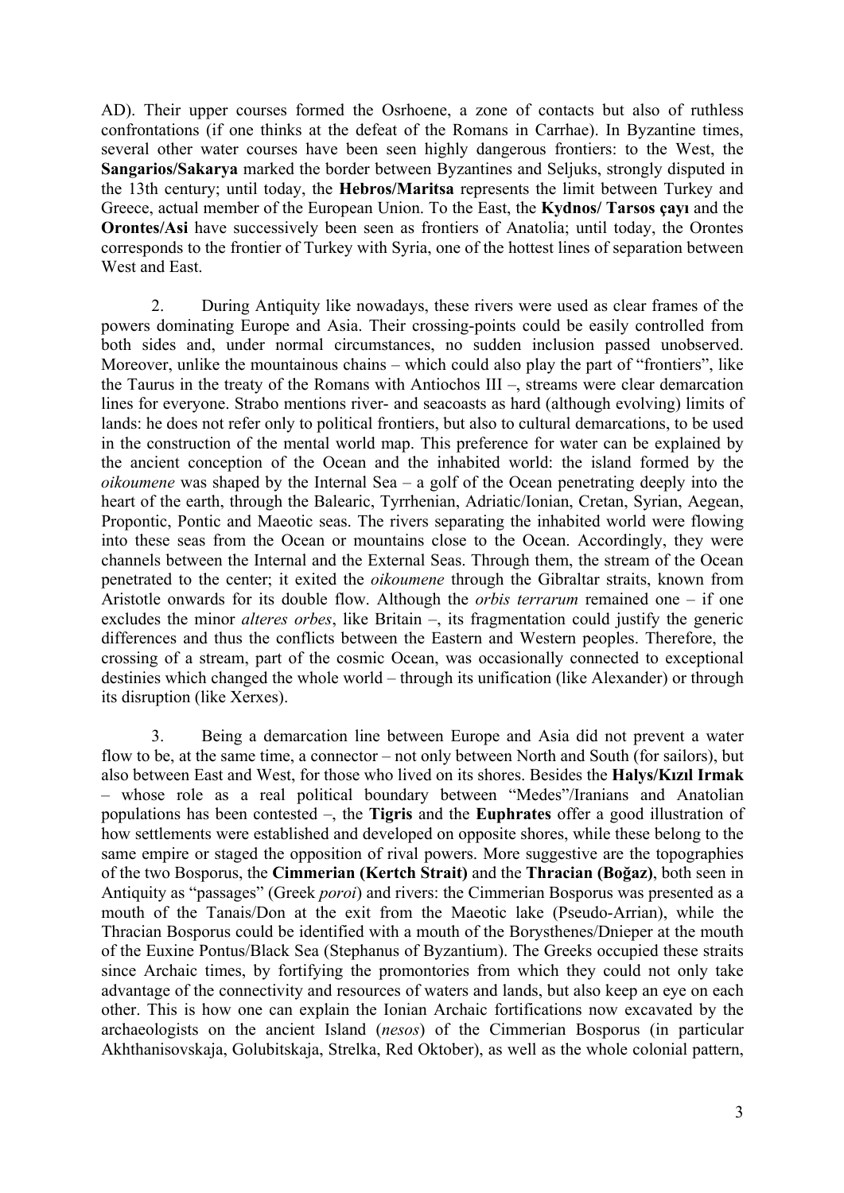AD). Their upper courses formed the Osrhoene, a zone of contacts but also of ruthless confrontations (if one thinks at the defeat of the Romans in Carrhae). In Byzantine times, several other water courses have been seen highly dangerous frontiers: to the West, the **Sangarios/Sakarya** marked the border between Byzantines and Seljuks, strongly disputed in the 13th century; until today, the **Hebros/Maritsa** represents the limit between Turkey and Greece, actual member of the European Union. To the East, the **Kydnos/ Tarsos çayı** and the **Orontes/Asi** have successively been seen as frontiers of Anatolia; until today, the Orontes corresponds to the frontier of Turkey with Syria, one of the hottest lines of separation between West and East.

2. During Antiquity like nowadays, these rivers were used as clear frames of the powers dominating Europe and Asia. Their crossing-points could be easily controlled from both sides and, under normal circumstances, no sudden inclusion passed unobserved. Moreover, unlike the mountainous chains – which could also play the part of "frontiers", like the Taurus in the treaty of the Romans with Antiochos III –, streams were clear demarcation lines for everyone. Strabo mentions river- and seacoasts as hard (although evolving) limits of lands: he does not refer only to political frontiers, but also to cultural demarcations, to be used in the construction of the mental world map. This preference for water can be explained by the ancient conception of the Ocean and the inhabited world: the island formed by the *oikoumene* was shaped by the Internal Sea – a golf of the Ocean penetrating deeply into the heart of the earth, through the Balearic, Tyrrhenian, Adriatic/Ionian, Cretan, Syrian, Aegean, Propontic, Pontic and Maeotic seas. The rivers separating the inhabited world were flowing into these seas from the Ocean or mountains close to the Ocean. Accordingly, they were channels between the Internal and the External Seas. Through them, the stream of the Ocean penetrated to the center; it exited the *oikoumene* through the Gibraltar straits, known from Aristotle onwards for its double flow. Although the *orbis terrarum* remained one – if one excludes the minor *alteres orbes*, like Britain –, its fragmentation could justify the generic differences and thus the conflicts between the Eastern and Western peoples. Therefore, the crossing of a stream, part of the cosmic Ocean, was occasionally connected to exceptional destinies which changed the whole world – through its unification (like Alexander) or through its disruption (like Xerxes).

3. Being a demarcation line between Europe and Asia did not prevent a water flow to be, at the same time, a connector – not only between North and South (for sailors), but also between East and West, for those who lived on its shores. Besides the **Halys/Kızıl Irmak** – whose role as a real political boundary between "Medes"/Iranians and Anatolian populations has been contested –, the **Tigris** and the **Euphrates** offer a good illustration of how settlements were established and developed on opposite shores, while these belong to the same empire or staged the opposition of rival powers. More suggestive are the topographies of the two Bosporus, the **Cimmerian (Kertch Strait)** and the **Thracian (Boğaz)**, both seen in Antiquity as "passages" (Greek *poroi*) and rivers: the Cimmerian Bosporus was presented as a mouth of the Tanais/Don at the exit from the Maeotic lake (Pseudo-Arrian), while the Thracian Bosporus could be identified with a mouth of the Borysthenes/Dnieper at the mouth of the Euxine Pontus/Black Sea (Stephanus of Byzantium). The Greeks occupied these straits since Archaic times, by fortifying the promontories from which they could not only take advantage of the connectivity and resources of waters and lands, but also keep an eye on each other. This is how one can explain the Ionian Archaic fortifications now excavated by the archaeologists on the ancient Island (*nesos*) of the Cimmerian Bosporus (in particular Akhthanisovskaja, Golubitskaja, Strelka, Red Oktober), as well as the whole colonial pattern,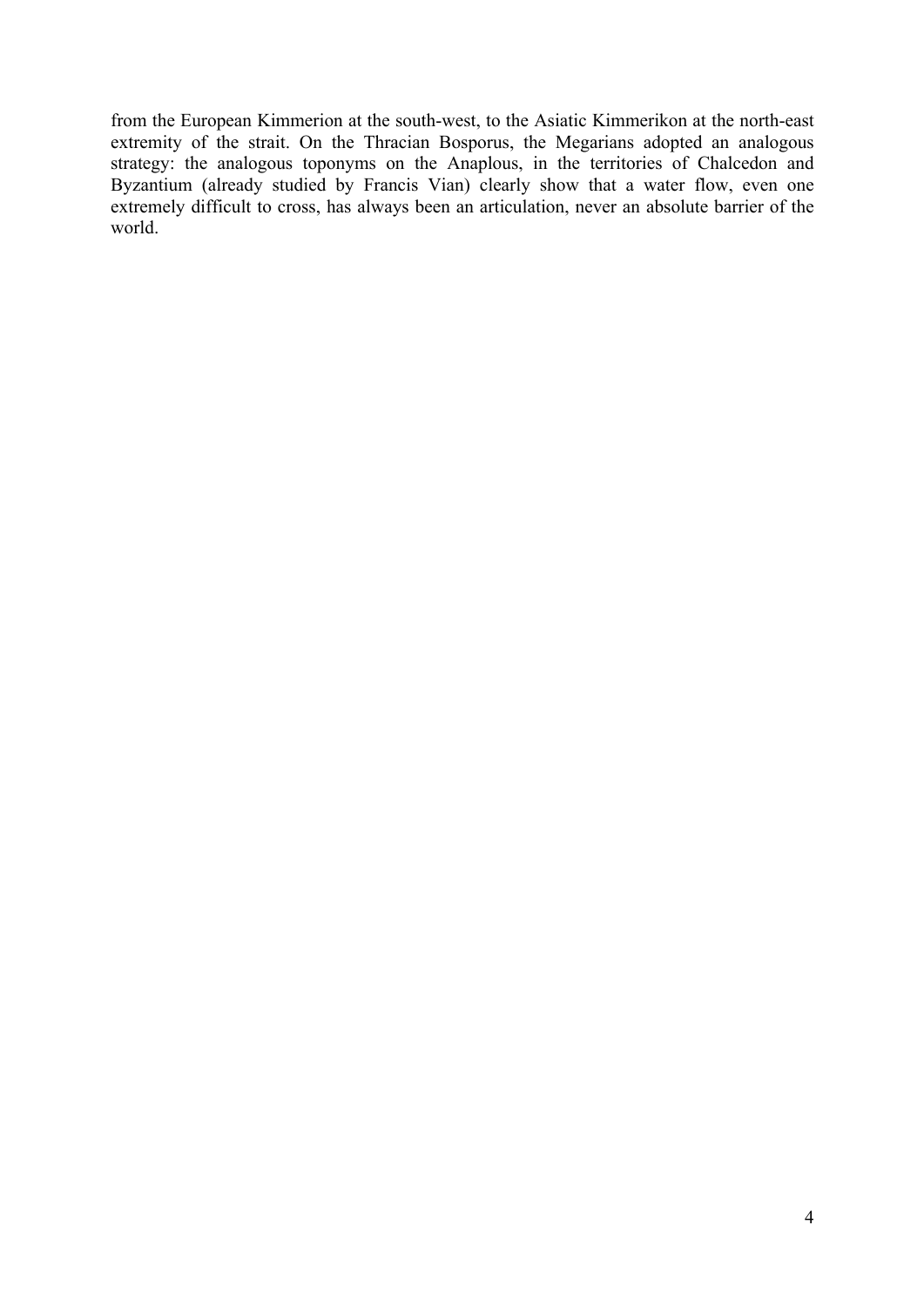from the European Kimmerion at the south-west, to the Asiatic Kimmerikon at the north-east extremity of the strait. On the Thracian Bosporus, the Megarians adopted an analogous strategy: the analogous toponyms on the Anaplous, in the territories of Chalcedon and Byzantium (already studied by Francis Vian) clearly show that a water flow, even one extremely difficult to cross, has always been an articulation, never an absolute barrier of the world.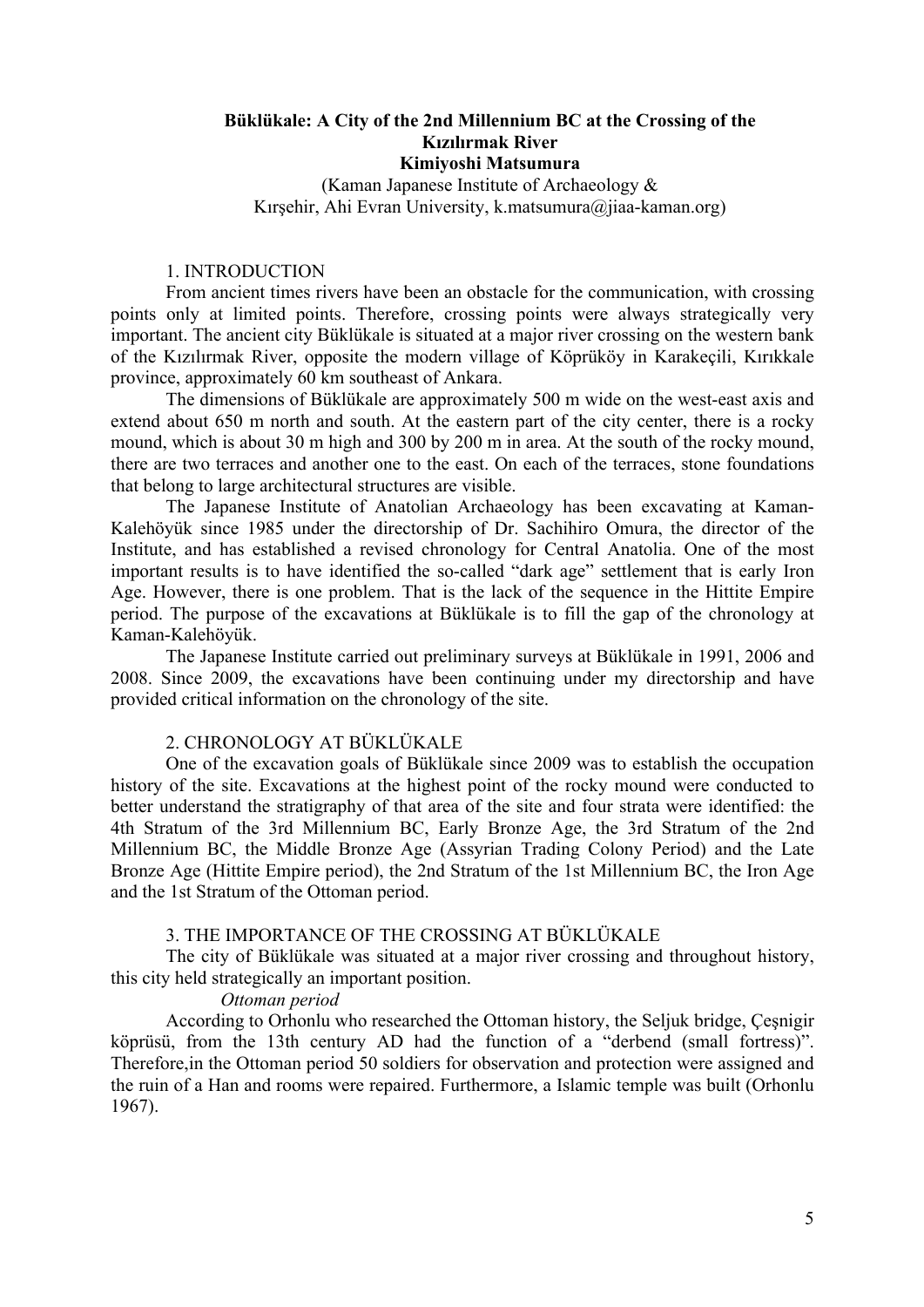# Büklükale: A City of the 2nd Millennium BC at the Crossing of the Kızılırmak River

**Kimiyoshi Matsumura**

(Kaman Japanese Institute of Archaeology & Kırşehir, Ahi Evran University, k.matsumura@jiaa-kaman.org)

## 1. INTRODUCTION

From ancient times rivers have been an obstacle for the communication, with crossing points only at limited points. Therefore, crossing points were always strategically very important. The ancient city Büklükale is situated at a major river crossing on the western bank of the Kızılırmak River, opposite the modern village of Köprüköy in Karakeçili, Kırıkkale province, approximately 60 km southeast of Ankara.

The dimensions of Büklükale are approximately 500 m wide on the west-east axis and extend about 650 m north and south. At the eastern part of the city center, there is a rocky mound, which is about 30 m high and 300 by 200 m in area. At the south of the rocky mound, there are two terraces and another one to the east. On each of the terraces, stone foundations that belong to large architectural structures are visible.

The Japanese Institute of Anatolian Archaeology has been excavating at Kaman-Kalehöyük since 1985 under the directorship of Dr. Sachihiro Omura, the director of the Institute, and has established a revised chronology for Central Anatolia. One of the most important results is to have identified the so-called "dark age" settlement that is early Iron Age. However, there is one problem. That is the lack of the sequence in the Hittite Empire period. The purpose of the excavations at Büklükale is to fill the gap of the chronology at Kaman-Kalehöyük.

The Japanese Institute carried out preliminary surveys at Büklükale in 1991, 2006 and 2008. Since 2009, the excavations have been continuing under my directorship and have provided critical information on the chronology of the site.

## 2. CHRONOLOGY AT BÜKLÜKALE

One of the excavation goals of Büklükale since 2009 was to establish the occupation history of the site. Excavations at the highest point of the rocky mound were conducted to better understand the stratigraphy of that area of the site and four strata were identified: the 4th Stratum of the 3rd Millennium BC, Early Bronze Age, the 3rd Stratum of the 2nd Millennium BC, the Middle Bronze Age (Assyrian Trading Colony Period) and the Late Bronze Age (Hittite Empire period), the 2nd Stratum of the 1st Millennium BC, the Iron Age and the 1st Stratum of the Ottoman period.

## 3. THE IMPORTANCE OF THE CROSSING AT BÜKLÜKALE

The city of Büklükale was situated at a major river crossing and throughout history, this city held strategically an important position.

*Ottoman period*

According to Orhonlu who researched the Ottoman history, the Seljuk bridge, Çeşnigir köprüsü, from the 13th century AD had the function of a "derbend (small fortress)". Therefore,in the Ottoman period 50 soldiers for observation and protection were assigned and the ruin of a Han and rooms were repaired. Furthermore, a Islamic temple was built (Orhonlu 1967).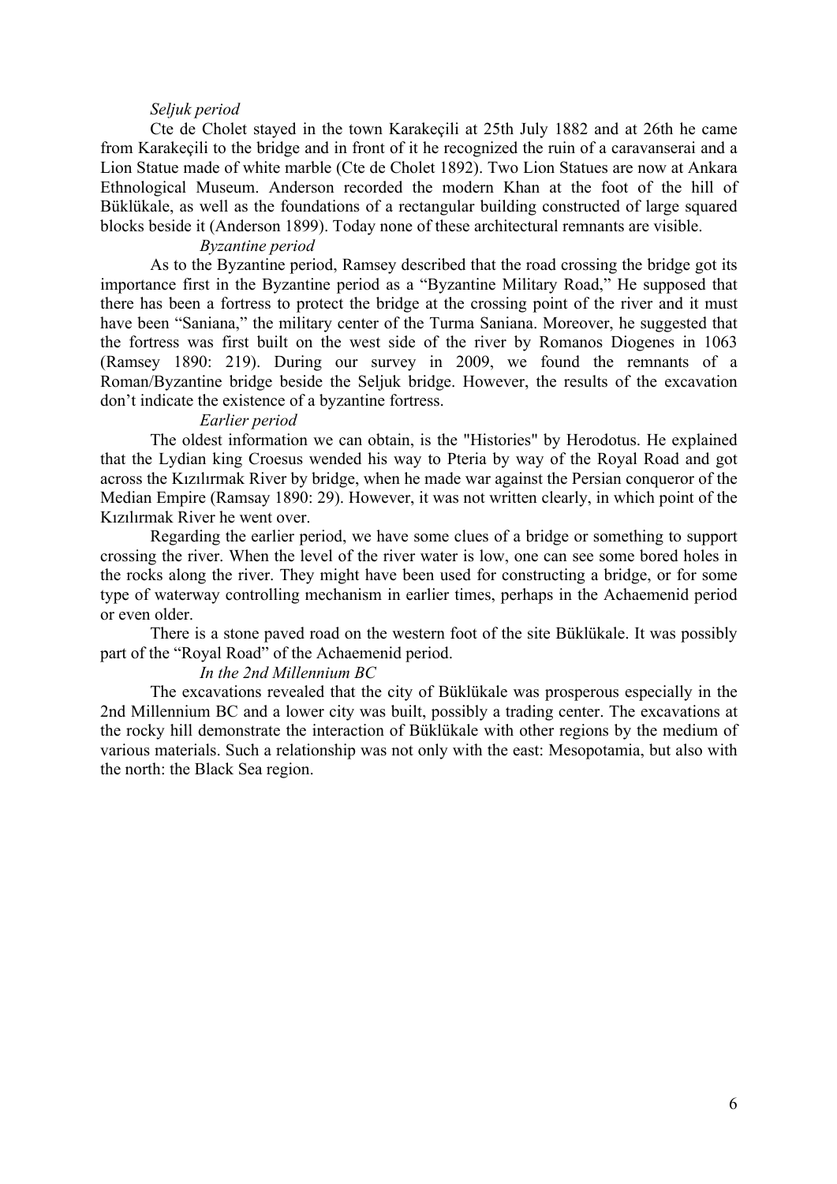*Seljuk period*

Cte de Cholet stayed in the town Karakeçili at 25th July 1882 and at 26th he came from Karakeçili to the bridge and in front of it he recognized the ruin of a caravanserai and a Lion Statue made of white marble (Cte de Cholet 1892). Two Lion Statues are now at Ankara Ethnological Museum. Anderson recorded the modern Khan at the foot of the hill of Büklükale, as well as the foundations of a rectangular building constructed of large squared blocks beside it (Anderson 1899). Today none of these architectural remnants are visible.

*Byzantine period*

As to the Byzantine period, Ramsey described that the road crossing the bridge got its importance first in the Byzantine period as a "Byzantine Military Road," He supposed that there has been a fortress to protect the bridge at the crossing point of the river and it must have been "Saniana," the military center of the Turma Saniana. Moreover, he suggested that the fortress was first built on the west side of the river by Romanos Diogenes in 1063 (Ramsey 1890: 219). During our survey in 2009, we found the remnants of a Roman/Byzantine bridge beside the Seljuk bridge. However, the results of the excavation don't indicate the existence of a byzantine fortress.

*Earlier period*

The oldest information we can obtain, is the "Histories" by Herodotus. He explained that the Lydian king Croesus wended his way to Pteria by way of the Royal Road and got across the Kızılırmak River by bridge, when he made war against the Persian conqueror of the Median Empire (Ramsay 1890: 29). However, it was not written clearly, in which point of the Kızılırmak River he went over.

Regarding the earlier period, we have some clues of a bridge or something to support crossing the river. When the level of the river water is low, one can see some bored holes in the rocks along the river. They might have been used for constructing a bridge, or for some type of waterway controlling mechanism in earlier times, perhaps in the Achaemenid period or even older.

There is a stone paved road on the western foot of the site Büklükale. It was possibly part of the "Royal Road" of the Achaemenid period.

*In the 2nd Millennium BC*

The excavations revealed that the city of Büklükale was prosperous especially in the 2nd Millennium BC and a lower city was built, possibly a trading center. The excavations at the rocky hill demonstrate the interaction of Büklükale with other regions by the medium of various materials. Such a relationship was not only with the east: Mesopotamia, but also with the north: the Black Sea region.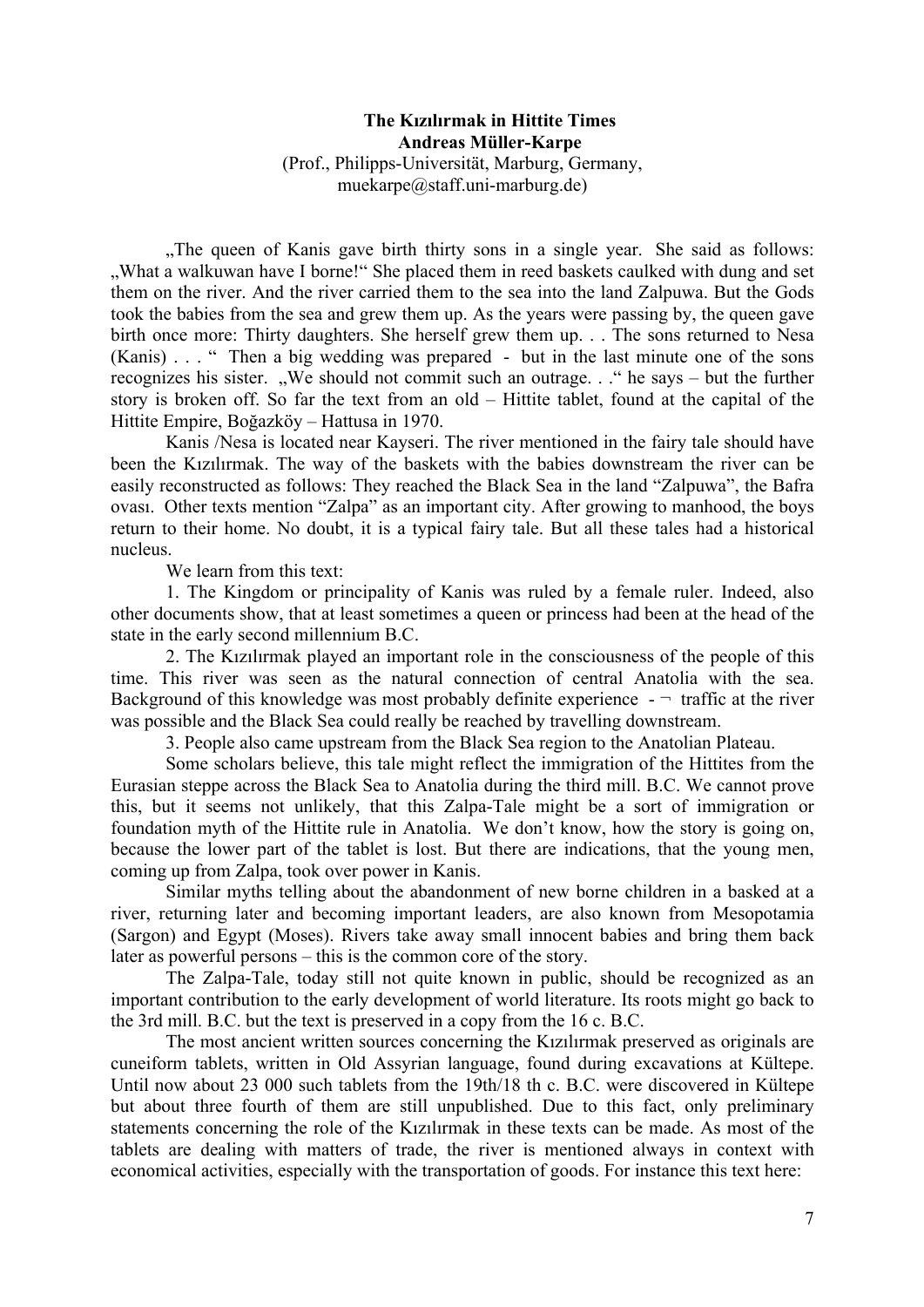**The Kızılırmak in Hittite Times**
**Andreas Müller-Karpe**
(Prof., Philipps-Universität, Marburg, Germany, muekarpe@staff.uni-marburg.de)

„The queen of Kanis gave birth thirty sons in a single year. She said as follows: „What a walkuwan have I borne!" She placed them in reed baskets caulked with dung and set them on the river. And the river carried them to the sea into the land Zalpuwa. But the Gods took the babies from the sea and grew them up. As the years were passing by, the queen gave birth once more: Thirty daughters. She herself grew them up. . . The sons returned to Nesa (Kanis) . . . " Then a big wedding was prepared - but in the last minute one of the sons recognizes his sister. „We should not commit such an outrage. . ." he says – but the further story is broken off. So far the text from an old – Hittite tablet, found at the capital of the Hittite Empire, Boğazköy – Hattusa in 1970.

Kanis /Nesa is located near Kayseri. The river mentioned in the fairy tale should have been the Kızılırmak. The way of the baskets with the babies downstream the river can be easily reconstructed as follows: They reached the Black Sea in the land "Zalpuwa", the Bafra ovası. Other texts mention "Zalpa" as an important city. After growing to manhood, the boys return to their home. No doubt, it is a typical fairy tale. But all these tales had a historical nucleus.

We learn from this text:

1. The Kingdom or principality of Kanis was ruled by a female ruler. Indeed, also other documents show, that at least sometimes a queen or princess had been at the head of the state in the early second millennium B.C.

2. The Kızılırmak played an important role in the consciousness of the people of this time. This river was seen as the natural connection of central Anatolia with the sea. Background of this knowledge was most probably definite experience - ¬ traffic at the river was possible and the Black Sea could really be reached by travelling downstream.

3. People also came upstream from the Black Sea region to the Anatolian Plateau.

Some scholars believe, this tale might reflect the immigration of the Hittites from the Eurasian steppe across the Black Sea to Anatolia during the third mill. B.C. We cannot prove this, but it seems not unlikely, that this Zalpa-Tale might be a sort of immigration or foundation myth of the Hittite rule in Anatolia. We don't know, how the story is going on, because the lower part of the tablet is lost. But there are indications, that the young men, coming up from Zalpa, took over power in Kanis.

Similar myths telling about the abandonment of new borne children in a basked at a river, returning later and becoming important leaders, are also known from Mesopotamia (Sargon) and Egypt (Moses). Rivers take away small innocent babies and bring them back later as powerful persons – this is the common core of the story.

The Zalpa-Tale, today still not quite known in public, should be recognized as an important contribution to the early development of world literature. Its roots might go back to the 3rd mill. B.C. but the text is preserved in a copy from the 16 c. B.C.

The most ancient written sources concerning the Kızılırmak preserved as originals are cuneiform tablets, written in Old Assyrian language, found during excavations at Kültepe. Until now about 23 000 such tablets from the 19th/18 th c. B.C. were discovered in Kültepe but about three fourth of them are still unpublished. Due to this fact, only preliminary statements concerning the role of the Kızılırmak in these texts can be made. As most of the tablets are dealing with matters of trade, the river is mentioned always in context with economical activities, especially with the transportation of goods. For instance this text here: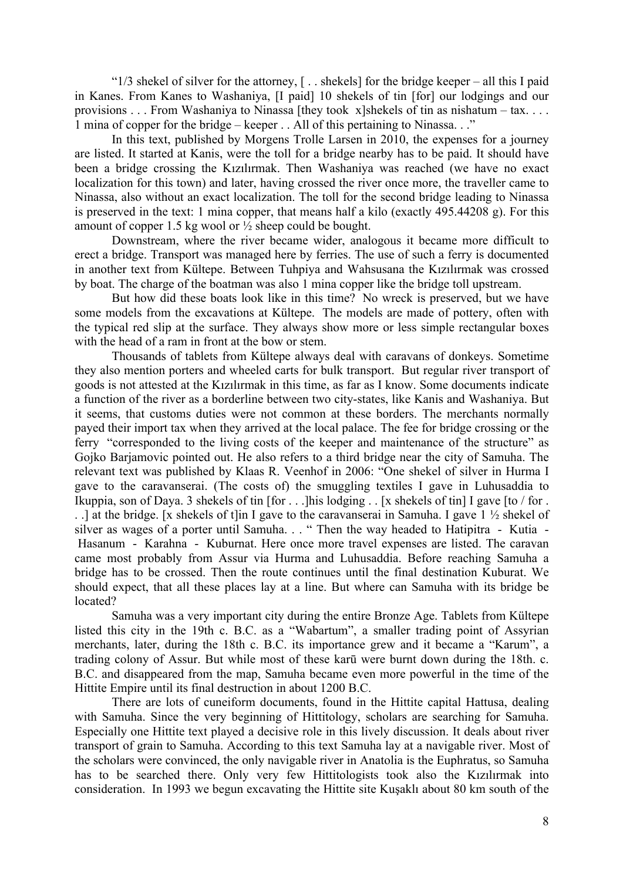"1/3 shekel of silver for the attorney, [ . . shekels] for the bridge keeper – all this I paid in Kanes. From Kanes to Washaniya, [I paid] 10 shekels of tin [for] our lodgings and our provisions . . . From Washaniya to Ninassa [they took x]shekels of tin as nishatum – tax. . . . 1 mina of copper for the bridge – keeper . . All of this pertaining to Ninassa. . ."

In this text, published by Morgens Trolle Larsen in 2010, the expenses for a journey are listed. It started at Kanis, were the toll for a bridge nearby has to be paid. It should have been a bridge crossing the Kızılırmak. Then Washaniya was reached (we have no exact localization for this town) and later, having crossed the river once more, the traveller came to Ninassa, also without an exact localization. The toll for the second bridge leading to Ninassa is preserved in the text: 1 mina copper, that means half a kilo (exactly 495.44208 g). For this amount of copper 1.5 kg wool or ½ sheep could be bought.

Downstream, where the river became wider, analogous it became more difficult to erect a bridge. Transport was managed here by ferries. The use of such a ferry is documented in another text from Kültepe. Between Tuhpiya and Wahsusana the Kızılırmak was crossed by boat. The charge of the boatman was also 1 mina copper like the bridge toll upstream.

But how did these boats look like in this time? No wreck is preserved, but we have some models from the excavations at Kültepe. The models are made of pottery, often with the typical red slip at the surface. They always show more or less simple rectangular boxes with the head of a ram in front at the bow or stem.

Thousands of tablets from Kültepe always deal with caravans of donkeys. Sometime they also mention porters and wheeled carts for bulk transport. But regular river transport of goods is not attested at the Kızılırmak in this time, as far as I know. Some documents indicate a function of the river as a borderline between two city-states, like Kanis and Washaniya. But it seems, that customs duties were not common at these borders. The merchants normally payed their import tax when they arrived at the local palace. The fee for bridge crossing or the ferry "corresponded to the living costs of the keeper and maintenance of the structure" as Gojko Barjamovic pointed out. He also refers to a third bridge near the city of Samuha. The relevant text was published by Klaas R. Veenhof in 2006: "One shekel of silver in Hurma I gave to the caravanserai. (The costs of) the smuggling textiles I gave in Luhusaddia to Ikuppia, son of Daya. 3 shekels of tin [for . . .]his lodging . . [x shekels of tin] I gave [to / for . . .] at the bridge. [x shekels of t]in I gave to the caravanserai in Samuha. I gave 1 ½ shekel of silver as wages of a porter until Samuha. . . " Then the way headed to Hatipitra - Kutia - Hasanum - Karahna - Kuburnat. Here once more travel expenses are listed. The caravan came most probably from Assur via Hurma and Luhusaddia. Before reaching Samuha a bridge has to be crossed. Then the route continues until the final destination Kuburat. We should expect, that all these places lay at a line. But where can Samuha with its bridge be located?

Samuha was a very important city during the entire Bronze Age. Tablets from Kültepe listed this city in the 19th c. B.C. as a "Wabartum", a smaller trading point of Assyrian merchants, later, during the 18th c. B.C. its importance grew and it became a "Karum", a trading colony of Assur. But while most of these karū were burnt down during the 18th. c. B.C. and disappeared from the map, Samuha became even more powerful in the time of the Hittite Empire until its final destruction in about 1200 B.C.

There are lots of cuneiform documents, found in the Hittite capital Hattusa, dealing with Samuha. Since the very beginning of Hittitology, scholars are searching for Samuha. Especially one Hittite text played a decisive role in this lively discussion. It deals about river transport of grain to Samuha. According to this text Samuha lay at a navigable river. Most of the scholars were convinced, the only navigable river in Anatolia is the Euphratus, so Samuha has to be searched there. Only very few Hittitologists took also the Kızılırmak into consideration. In 1993 we begun excavating the Hittite site Kuşaklı about 80 km south of the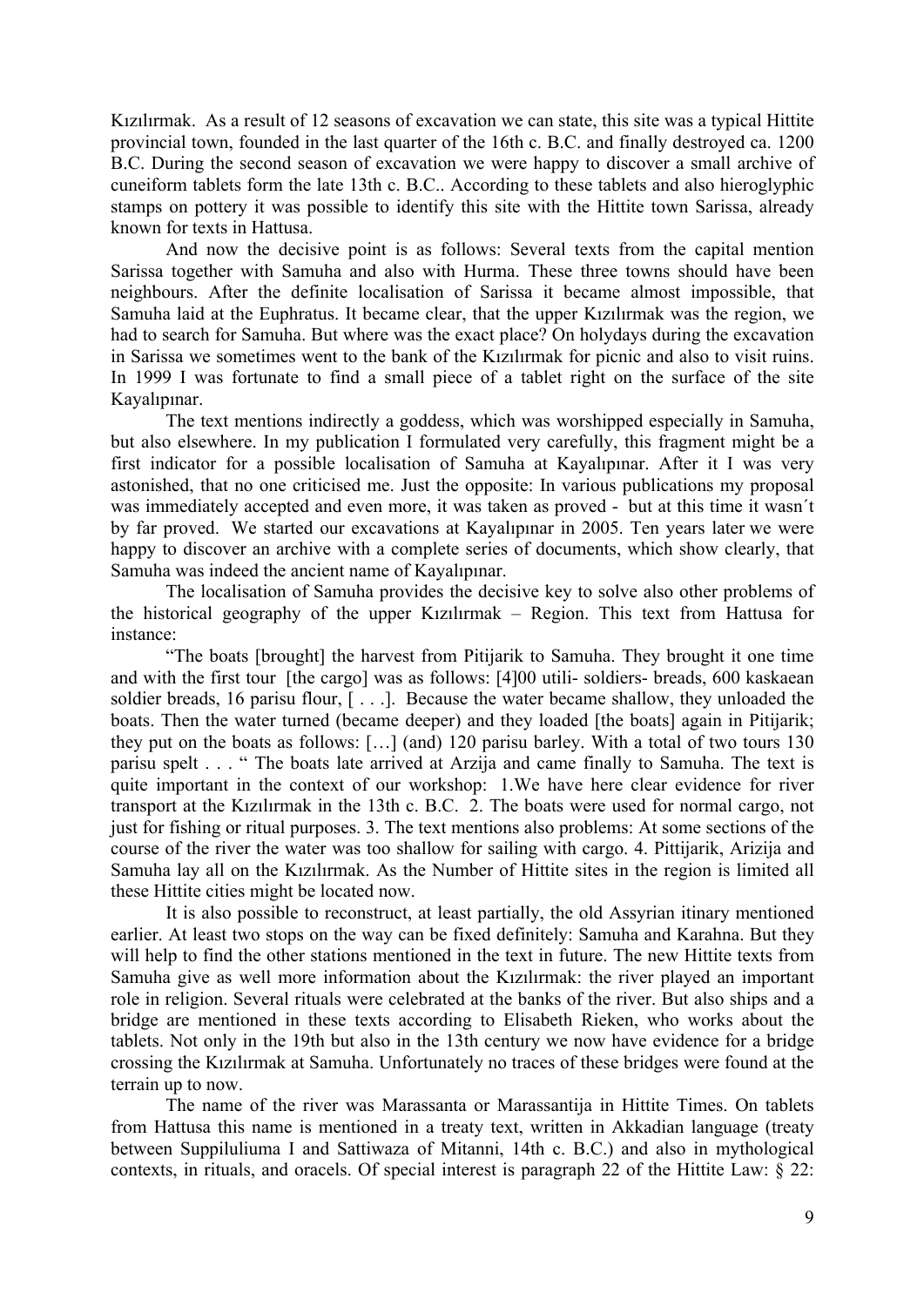Kızılırmak. As a result of 12 seasons of excavation we can state, this site was a typical Hittite provincial town, founded in the last quarter of the 16th c. B.C. and finally destroyed ca. 1200 B.C. During the second season of excavation we were happy to discover a small archive of cuneiform tablets form the late 13th c. B.C.. According to these tablets and also hieroglyphic stamps on pottery it was possible to identify this site with the Hittite town Sarissa, already known for texts in Hattusa.

And now the decisive point is as follows: Several texts from the capital mention Sarissa together with Samuha and also with Hurma. These three towns should have been neighbours. After the definite localisation of Sarissa it became almost impossible, that Samuha laid at the Euphratus. It became clear, that the upper Kızılırmak was the region, we had to search for Samuha. But where was the exact place? On holydays during the excavation in Sarissa we sometimes went to the bank of the Kızılırmak for picnic and also to visit ruins. In 1999 I was fortunate to find a small piece of a tablet right on the surface of the site Kayalıpınar.

The text mentions indirectly a goddess, which was worshipped especially in Samuha, but also elsewhere. In my publication I formulated very carefully, this fragment might be a first indicator for a possible localisation of Samuha at Kayalıpınar. After it I was very astonished, that no one criticised me. Just the opposite: In various publications my proposal was immediately accepted and even more, it was taken as proved - but at this time it wasn´t by far proved. We started our excavations at Kayalıpınar in 2005. Ten years later we were happy to discover an archive with a complete series of documents, which show clearly, that Samuha was indeed the ancient name of Kayalıpınar.

The localisation of Samuha provides the decisive key to solve also other problems of the historical geography of the upper Kızılırmak – Region. This text from Hattusa for instance:

"The boats [brought] the harvest from Pitijarik to Samuha. They brought it one time and with the first tour [the cargo] was as follows: [4]00 utili- soldiers- breads, 600 kaskaean soldier breads, 16 parisu flour, [ . . .]. Because the water became shallow, they unloaded the boats. Then the water turned (became deeper) and they loaded [the boats] again in Pitijarik; they put on the boats as follows: […] (and) 120 parisu barley. With a total of two tours 130 parisu spelt . . . " The boats late arrived at Arzija and came finally to Samuha. The text is quite important in the context of our workshop: 1.We have here clear evidence for river transport at the Kızılırmak in the 13th c. B.C. 2. The boats were used for normal cargo, not just for fishing or ritual purposes. 3. The text mentions also problems: At some sections of the course of the river the water was too shallow for sailing with cargo. 4. Pittijarik, Arizija and Samuha lay all on the Kızılırmak. As the Number of Hittite sites in the region is limited all these Hittite cities might be located now.

It is also possible to reconstruct, at least partially, the old Assyrian itinary mentioned earlier. At least two stops on the way can be fixed definitely: Samuha and Karahna. But they will help to find the other stations mentioned in the text in future. The new Hittite texts from Samuha give as well more information about the Kızılırmak: the river played an important role in religion. Several rituals were celebrated at the banks of the river. But also ships and a bridge are mentioned in these texts according to Elisabeth Rieken, who works about the tablets. Not only in the 19th but also in the 13th century we now have evidence for a bridge crossing the Kızılırmak at Samuha. Unfortunately no traces of these bridges were found at the terrain up to now.

The name of the river was Marassanta or Marassantija in Hittite Times. On tablets from Hattusa this name is mentioned in a treaty text, written in Akkadian language (treaty between Suppiluliuma I and Sattiwaza of Mitanni, 14th c. B.C.) and also in mythological contexts, in rituals, and oracels. Of special interest is paragraph 22 of the Hittite Law: § 22: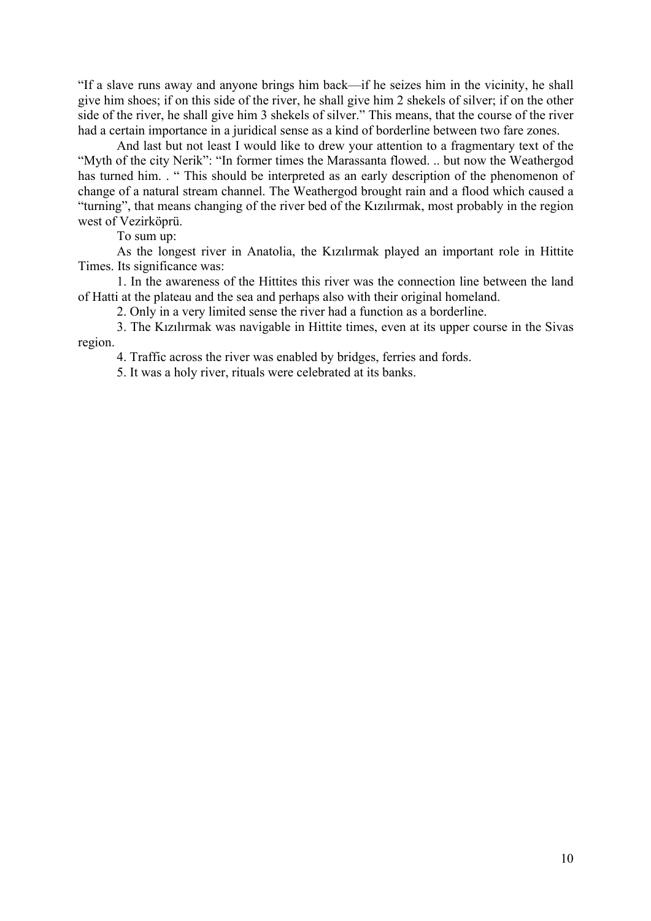"If a slave runs away and anyone brings him back—if he seizes him in the vicinity, he shall give him shoes; if on this side of the river, he shall give him 2 shekels of silver; if on the other side of the river, he shall give him 3 shekels of silver." This means, that the course of the river had a certain importance in a juridical sense as a kind of borderline between two fare zones.

And last but not least I would like to drew your attention to a fragmentary text of the "Myth of the city Nerik": "In former times the Marassanta flowed. .. but now the Weathergod has turned him. . " This should be interpreted as an early description of the phenomenon of change of a natural stream channel. The Weathergod brought rain and a flood which caused a "turning", that means changing of the river bed of the Kızılırmak, most probably in the region west of Vezirköprü.

To sum up:

As the longest river in Anatolia, the Kızılırmak played an important role in Hittite Times. Its significance was:

1. In the awareness of the Hittites this river was the connection line between the land of Hatti at the plateau and the sea and perhaps also with their original homeland.
2. Only in a very limited sense the river had a function as a borderline.
3. The Kızılırmak was navigable in Hittite times, even at its upper course in the Sivas region.
4. Traffic across the river was enabled by bridges, ferries and fords.
5. It was a holy river, rituals were celebrated at its banks.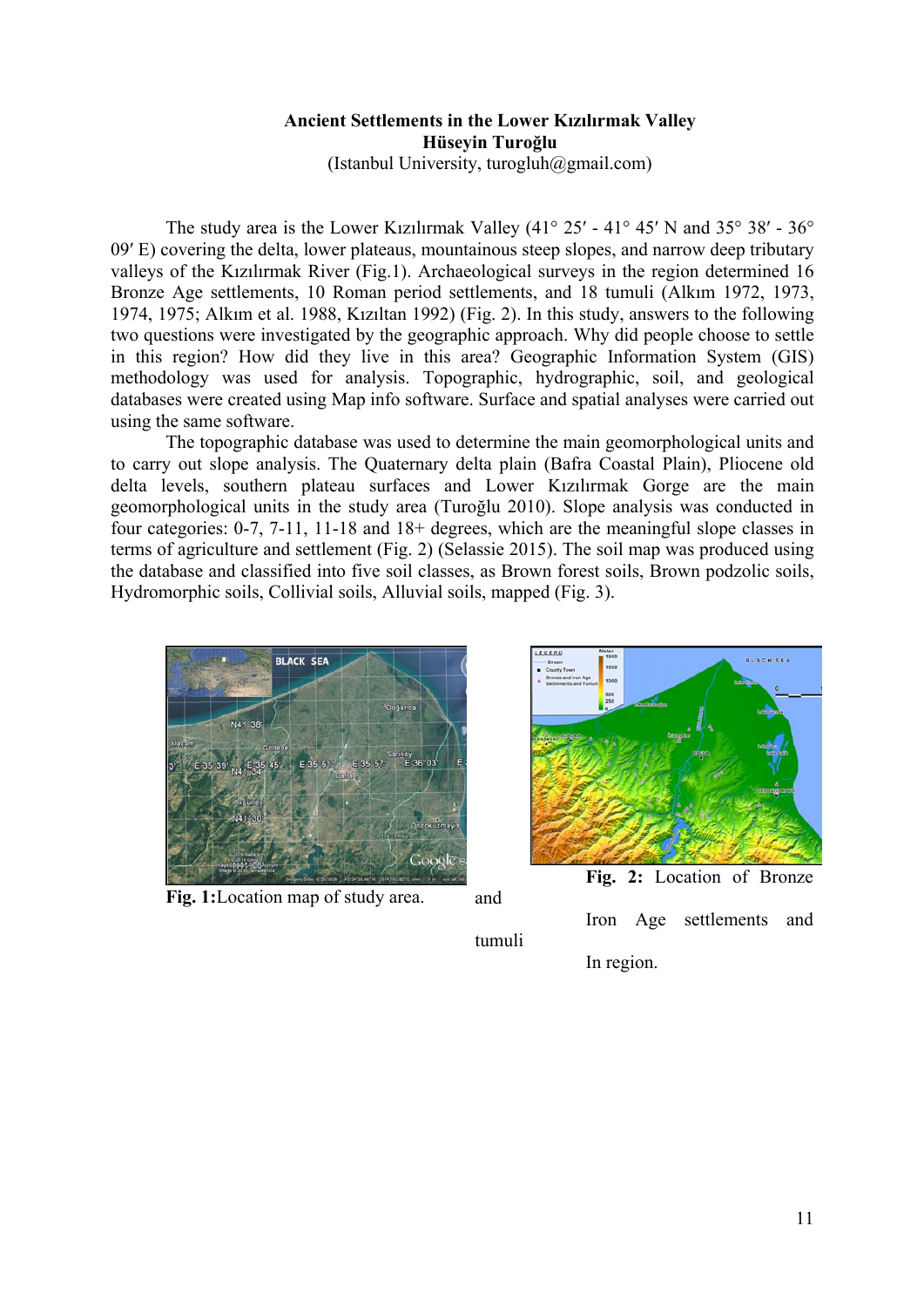**Ancient Settlements in the Lower Kızılırmak Valley**
**Hüseyin Turoğlu**
(Istanbul University, turogluh@gmail.com)

The study area is the Lower Kızılırmak Valley (41° 25′ - 41° 45′ N and 35° 38′ - 36° 09′ E) covering the delta, lower plateaus, mountainous steep slopes, and narrow deep tributary valleys of the Kızılırmak River (Fig.1). Archaeological surveys in the region determined 16 Bronze Age settlements, 10 Roman period settlements, and 18 tumuli (Alkım 1972, 1973, 1974, 1975; Alkım et al. 1988, Kızıltan 1992) (Fig. 2). In this study, answers to the following two questions were investigated by the geographic approach. Why did people choose to settle in this region? How did they live in this area? Geographic Information System (GIS) methodology was used for analysis. Topographic, hydrographic, soil, and geological databases were created using Map info software. Surface and spatial analyses were carried out using the same software.

The topographic database was used to determine the main geomorphological units and to carry out slope analysis. The Quaternary delta plain (Bafra Coastal Plain), Pliocene old delta levels, southern plateau surfaces and Lower Kızılırmak Gorge are the main geomorphological units in the study area (Turoğlu 2010). Slope analysis was conducted in four categories: 0-7, 7-11, 11-18 and 18+ degrees, which are the meaningful slope classes in terms of agriculture and settlement (Fig. 2) (Selassie 2015). The soil map was produced using the database and classified into five soil classes, as Brown forest soils, Brown podzolic soils, Hydromorphic soils, Collivial soils, Alluvial soils, mapped (Fig. 3).

**Fig. 1:**Location map of study area.

**Fig. 2:** Location of Bronze and Iron Age settlements and tumuli In region.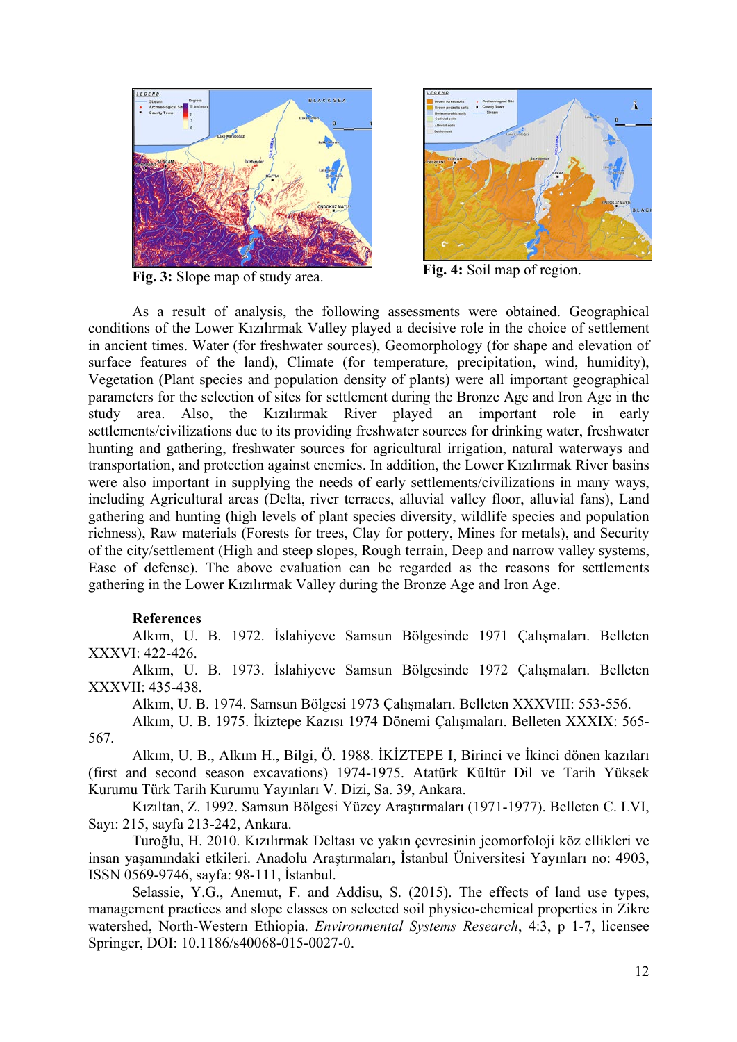**Fig. 3:** Slope map of study area.

**Fig. 4:** Soil map of region.

As a result of analysis, the following assessments were obtained. Geographical conditions of the Lower Kızılırmak Valley played a decisive role in the choice of settlement in ancient times. Water (for freshwater sources), Geomorphology (for shape and elevation of surface features of the land), Climate (for temperature, precipitation, wind, humidity), Vegetation (Plant species and population density of plants) were all important geographical parameters for the selection of sites for settlement during the Bronze Age and Iron Age in the study area. Also, the Kızılırmak River played an important role in early settlements/civilizations due to its providing freshwater sources for drinking water, freshwater hunting and gathering, freshwater sources for agricultural irrigation, natural waterways and transportation, and protection against enemies. In addition, the Lower Kızılırmak River basins were also important in supplying the needs of early settlements/civilizations in many ways, including Agricultural areas (Delta, river terraces, alluvial valley floor, alluvial fans), Land gathering and hunting (high levels of plant species diversity, wildlife species and population richness), Raw materials (Forests for trees, Clay for pottery, Mines for metals), and Security of the city/settlement (High and steep slopes, Rough terrain, Deep and narrow valley systems, Ease of defense). The above evaluation can be regarded as the reasons for settlements gathering in the Lower Kızılırmak Valley during the Bronze Age and Iron Age.

**References**

Alkım, U. B. 1972. İslahiyeve Samsun Bölgesinde 1971 Çalışmaları. Belleten XXXVI: 422-426.

Alkım, U. B. 1973. İslahiyeve Samsun Bölgesinde 1972 Çalışmaları. Belleten XXXVII: 435-438.

Alkım, U. B. 1974. Samsun Bölgesi 1973 Çalışmaları. Belleten XXXVIII: 553-556.

Alkım, U. B. 1975. İkiztepe Kazısı 1974 Dönemi Çalışmaları. Belleten XXXIX: 565-567.

Alkım, U. B., Alkım H., Bilgi, Ö. 1988. İKİZTEPE I, Birinci ve İkinci dönen kazıları (first and second season excavations) 1974-1975. Atatürk Kültür Dil ve Tarih Yüksek Kurumu Türk Tarih Kurumu Yayınları V. Dizi, Sa. 39, Ankara.

Kızıltan, Z. 1992. Samsun Bölgesi Yüzey Araştırmaları (1971-1977). Belleten C. LVI, Sayı: 215, sayfa 213-242, Ankara.

Turoğlu, H. 2010. Kızılırmak Deltası ve yakın çevresinin jeomorfoloji köz ellikleri ve insan yaşamındaki etkileri. Anadolu Araştırmaları, İstanbul Üniversitesi Yayınları no: 4903, ISSN 0569-9746, sayfa: 98-111, İstanbul.

Selassie, Y.G., Anemut, F. and Addisu, S. (2015). The effects of land use types, management practices and slope classes on selected soil physico-chemical properties in Zikre watershed, North-Western Ethiopia. *Environmental Systems Research*, 4:3, p 1-7, licensee Springer, DOI: 10.1186/s40068-015-0027-0.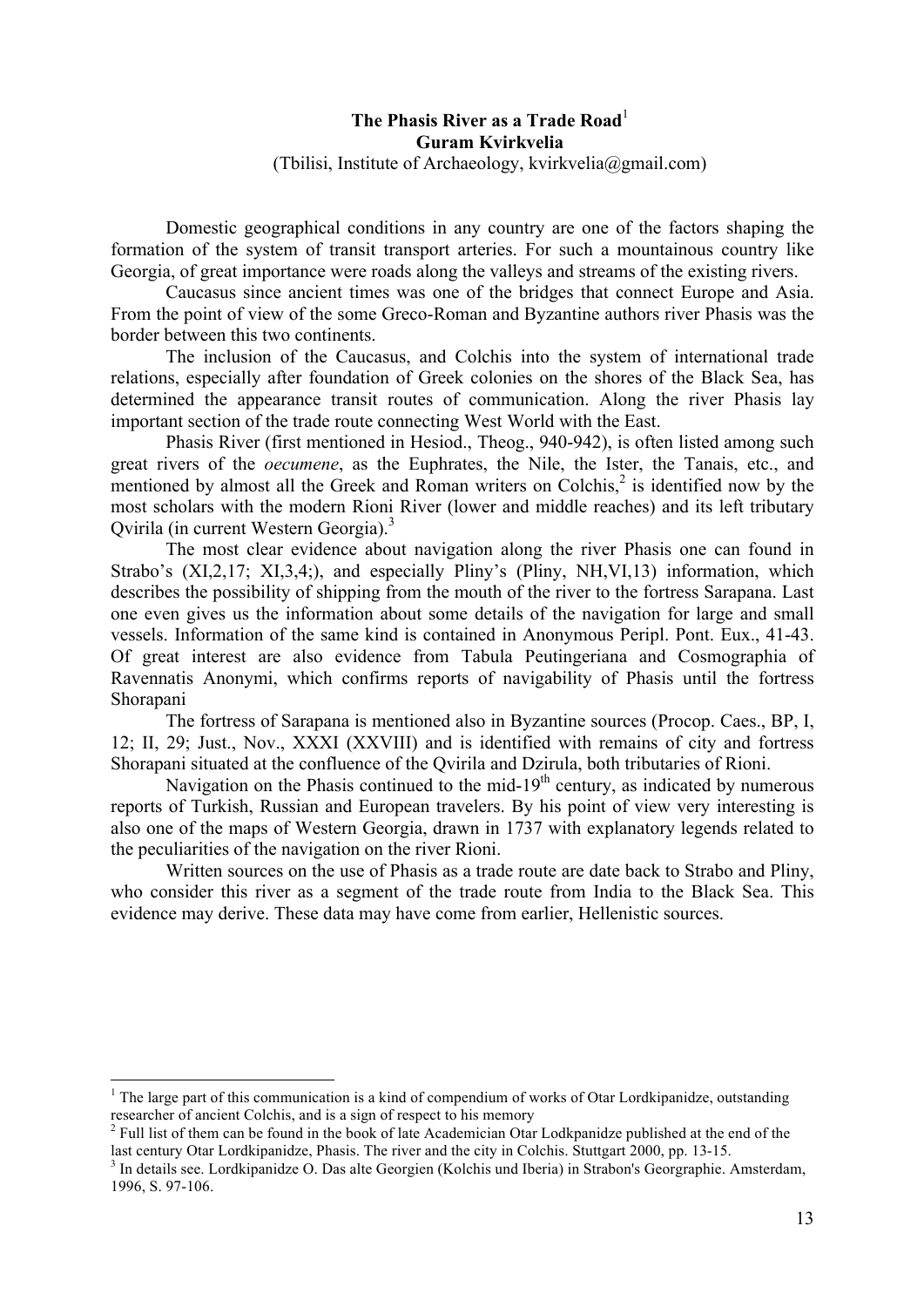# The Phasis River as a Trade Road[1]

**Guram Kvirkvelia**

(Tbilisi, Institute of Archaeology, kvirkvelia@gmail.com)

Domestic geographical conditions in any country are one of the factors shaping the formation of the system of transit transport arteries. For such a mountainous country like Georgia, of great importance were roads along the valleys and streams of the existing rivers.

Caucasus since ancient times was one of the bridges that connect Europe and Asia. From the point of view of the some Greco-Roman and Byzantine authors river Phasis was the border between this two continents.

The inclusion of the Caucasus, and Colchis into the system of international trade relations, especially after foundation of Greek colonies on the shores of the Black Sea, has determined the appearance transit routes of communication. Along the river Phasis lay important section of the trade route connecting West World with the East.

Phasis River (first mentioned in Hesiod., Theog., 940-942), is often listed among such great rivers of the *oecumene*, as the Euphrates, the Nile, the Ister, the Tanais, etc., and mentioned by almost all the Greek and Roman writers on Colchis,[2] is identified now by the most scholars with the modern Rioni River (lower and middle reaches) and its left tributary Qvirila (in current Western Georgia).[3]

The most clear evidence about navigation along the river Phasis one can found in Strabo's (XI,2,17; XI,3,4;), and especially Pliny's (Pliny, NH,VI,13) information, which describes the possibility of shipping from the mouth of the river to the fortress Sarapana. Last one even gives us the information about some details of the navigation for large and small vessels. Information of the same kind is contained in Anonymous Peripl. Pont. Eux., 41-43. Of great interest are also evidence from Tabula Peutingeriana and Cosmographia of Ravennatis Anonymi, which confirms reports of navigability of Phasis until the fortress Shorapani

The fortress of Sarapana is mentioned also in Byzantine sources (Procop. Caes., BP, I, 12; II, 29; Just., Nov., XXXI (XXVIII) and is identified with remains of city and fortress Shorapani situated at the confluence of the Qvirila and Dzirula, both tributaries of Rioni.

Navigation on the Phasis continued to the mid-19th century, as indicated by numerous reports of Turkish, Russian and European travelers. By his point of view very interesting is also one of the maps of Western Georgia, drawn in 1737 with explanatory legends related to the peculiarities of the navigation on the river Rioni.

Written sources on the use of Phasis as a trade route are date back to Strabo and Pliny, who consider this river as a segment of the trade route from India to the Black Sea. This evidence may derive. These data may have come from earlier, Hellenistic sources.

---

[1] The large part of this communication is a kind of compendium of works of Otar Lordkipanidze, outstanding researcher of ancient Colchis, and is a sign of respect to his memory

[2] Full list of them can be found in the book of late Academician Otar Lodkpanidze published at the end of the last century Otar Lordkipanidze, Phasis. The river and the city in Colchis. Stuttgart 2000, pp. 13-15.

[3] In details see. Lordkipanidze O. Das alte Georgien (Kolchis und Iberia) in Strabon's Gerographie. Amsterdam, 1996, S. 97-106.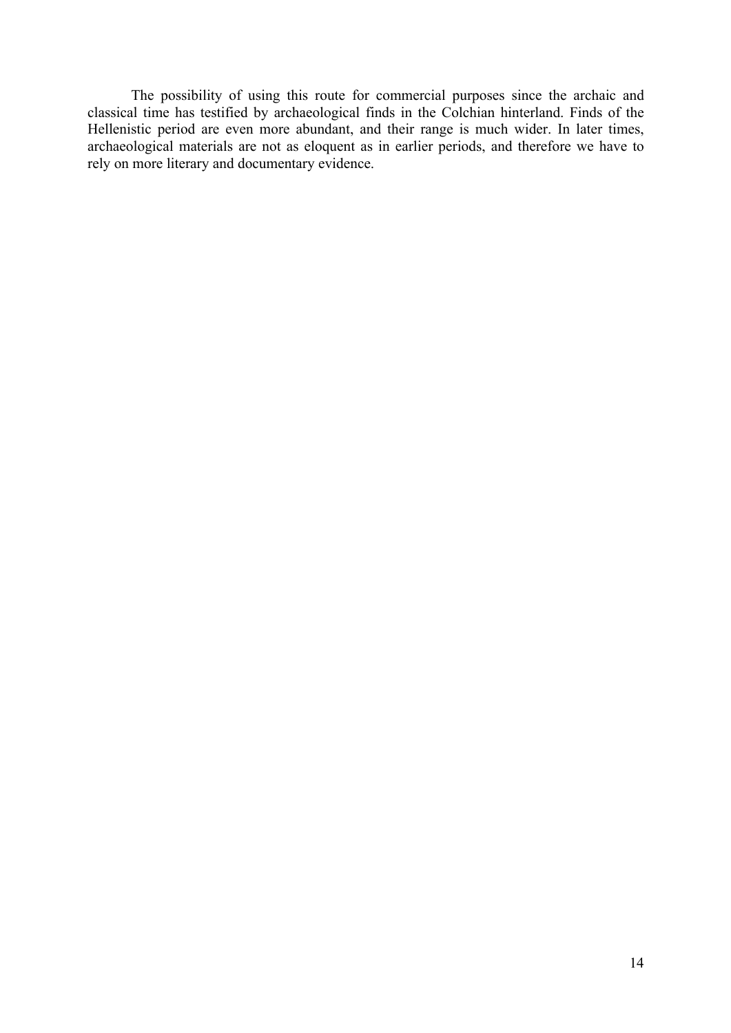The possibility of using this route for commercial purposes since the archaic and classical time has testified by archaeological finds in the Colchian hinterland. Finds of the Hellenistic period are even more abundant, and their range is much wider. In later times, archaeological materials are not as eloquent as in earlier periods, and therefore we have to rely on more literary and documentary evidence.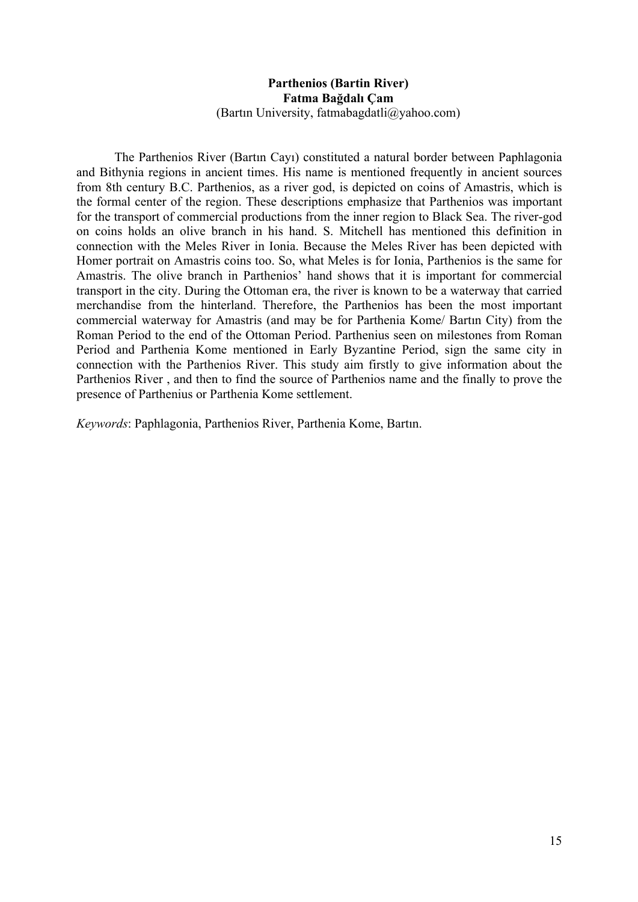**Parthenios (Bartin River)**
**Fatma Bağdalı Çam**
(Bartın University, fatmabagdatli@yahoo.com)

The Parthenios River (Bartın Cayı) constituted a natural border between Paphlagonia and Bithynia regions in ancient times. His name is mentioned frequently in ancient sources from 8th century B.C. Parthenios, as a river god, is depicted on coins of Amastris, which is the formal center of the region. These descriptions emphasize that Parthenios was important for the transport of commercial productions from the inner region to Black Sea. The river-god on coins holds an olive branch in his hand. S. Mitchell has mentioned this definition in connection with the Meles River in Ionia. Because the Meles River has been depicted with Homer portrait on Amastris coins too. So, what Meles is for Ionia, Parthenios is the same for Amastris. The olive branch in Parthenios' hand shows that it is important for commercial transport in the city. During the Ottoman era, the river is known to be a waterway that carried merchandise from the hinterland. Therefore, the Parthenios has been the most important commercial waterway for Amastris (and may be for Parthenia Kome/ Bartın City) from the Roman Period to the end of the Ottoman Period. Parthenius seen on milestones from Roman Period and Parthenia Kome mentioned in Early Byzantine Period, sign the same city in connection with the Parthenios River. This study aim firstly to give information about the Parthenios River , and then to find the source of Parthenios name and the finally to prove the presence of Parthenius or Parthenia Kome settlement.

*Keywords*: Paphlagonia, Parthenios River, Parthenia Kome, Bartın.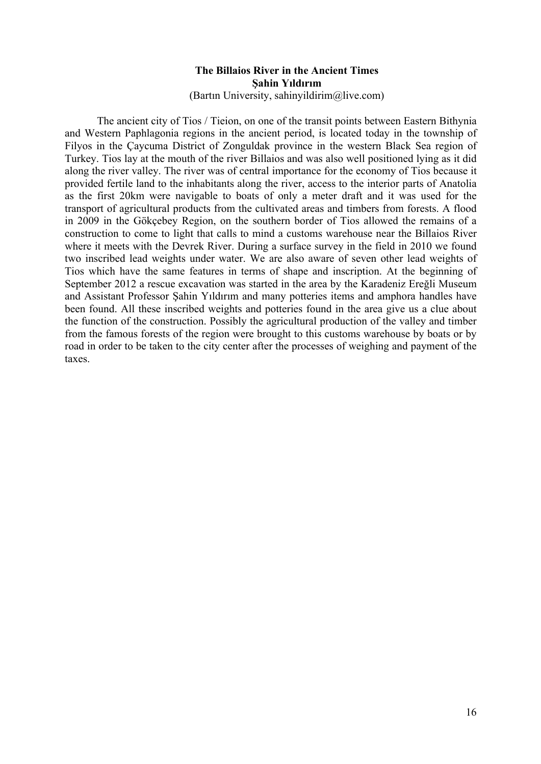## The Billaios River in the Ancient Times

**Şahin Yıldırım**

(Bartın University, sahinyildirim@live.com)

The ancient city of Tios / Tieion, on one of the transit points between Eastern Bithynia and Western Paphlagonia regions in the ancient period, is located today in the township of Filyos in the Çaycuma District of Zonguldak province in the western Black Sea region of Turkey. Tios lay at the mouth of the river Billaios and was also well positioned lying as it did along the river valley. The river was of central importance for the economy of Tios because it provided fertile land to the inhabitants along the river, access to the interior parts of Anatolia as the first 20km were navigable to boats of only a meter draft and it was used for the transport of agricultural products from the cultivated areas and timbers from forests. A flood in 2009 in the Gökçebey Region, on the southern border of Tios allowed the remains of a construction to come to light that calls to mind a customs warehouse near the Billaios River where it meets with the Devrek River. During a surface survey in the field in 2010 we found two inscribed lead weights under water. We are also aware of seven other lead weights of Tios which have the same features in terms of shape and inscription. At the beginning of September 2012 a rescue excavation was started in the area by the Karadeniz Ereğli Museum and Assistant Professor Şahin Yıldırım and many potteries items and amphora handles have been found. All these inscribed weights and potteries found in the area give us a clue about the function of the construction. Possibly the agricultural production of the valley and timber from the famous forests of the region were brought to this customs warehouse by boats or by road in order to be taken to the city center after the processes of weighing and payment of the taxes.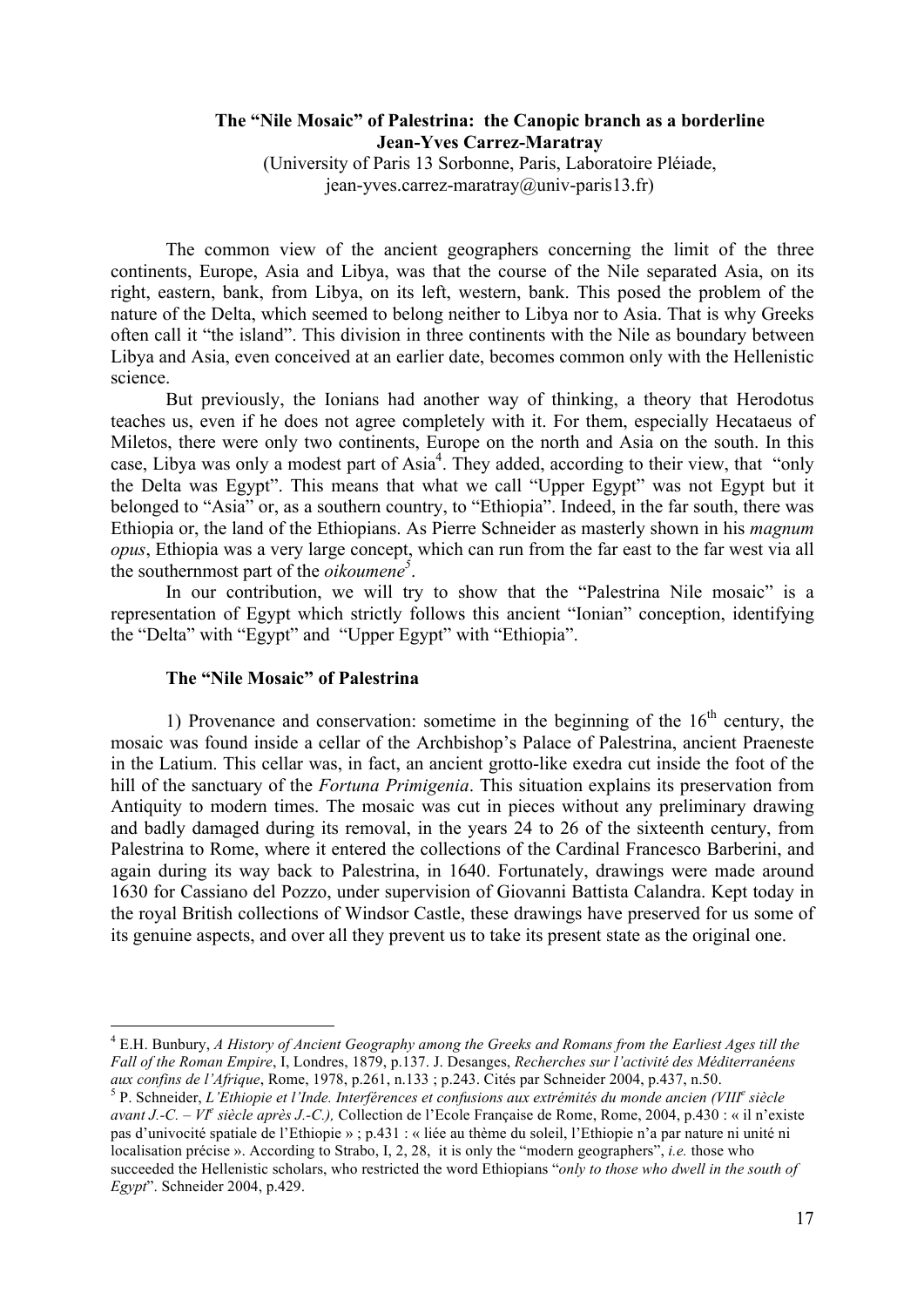## The "Nile Mosaic" of Palestrina: the Canopic branch as a borderline

**Jean-Yves Carrez-Maratray**

(University of Paris 13 Sorbonne, Paris, Laboratoire Pléiade, jean-yves.carrez-maratray@univ-paris13.fr)

The common view of the ancient geographers concerning the limit of the three continents, Europe, Asia and Libya, was that the course of the Nile separated Asia, on its right, eastern, bank, from Libya, on its left, western, bank. This posed the problem of the nature of the Delta, which seemed to belong neither to Libya nor to Asia. That is why Greeks often call it "the island". This division in three continents with the Nile as boundary between Libya and Asia, even conceived at an earlier date, becomes common only with the Hellenistic science.

But previously, the Ionians had another way of thinking, a theory that Herodotus teaches us, even if he does not agree completely with it. For them, especially Hecataeus of Miletos, there were only two continents, Europe on the north and Asia on the south. In this case, Libya was only a modest part of Asia[4]. They added, according to their view, that "only the Delta was Egypt". This means that what we call "Upper Egypt" was not Egypt but it belonged to "Asia" or, as a southern country, to "Ethiopia". Indeed, in the far south, there was Ethiopia or, the land of the Ethiopians. As Pierre Schneider as masterly shown in his *magnum opus*, Ethiopia was a very large concept, which can run from the far east to the far west via all the southernmost part of the *oikoumene*[5].

In our contribution, we will try to show that the "Palestrina Nile mosaic" is a representation of Egypt which strictly follows this ancient "Ionian" conception, identifying the "Delta" with "Egypt" and "Upper Egypt" with "Ethiopia".

### The "Nile Mosaic" of Palestrina

1) Provenance and conservation: sometime in the beginning of the 16th century, the mosaic was found inside a cellar of the Archbishop's Palace of Palestrina, ancient Praeneste in the Latium. This cellar was, in fact, an ancient grotto-like exedra cut inside the foot of the hill of the sanctuary of the *Fortuna Primigenia*. This situation explains its preservation from Antiquity to modern times. The mosaic was cut in pieces without any preliminary drawing and badly damaged during its removal, in the years 24 to 26 of the sixteenth century, from Palestrina to Rome, where it entered the collections of the Cardinal Francesco Barberini, and again during its way back to Palestrina, in 1640. Fortunately, drawings were made around 1630 for Cassiano del Pozzo, under supervision of Giovanni Battista Calandra. Kept today in the royal British collections of Windsor Castle, these drawings have preserved for us some of its genuine aspects, and over all they prevent us to take its present state as the original one.

---

[4] E.H. Bunbury, *A History of Ancient Geography among the Greeks and Romans from the Earliest Ages till the Fall of the Roman Empire*, I, Londres, 1879, p.137. J. Desanges, *Recherches sur l'activité des Méditerranéens aux confins de l'Afrique*, Rome, 1978, p.261, n.133 ; p.243. Cités par Schneider 2004, p.437, n.50.

[5] P. Schneider, *L'Ethiopie et l'Inde. Interférences et confusions aux extrémités du monde ancien (VIIIe siècle avant J.-C. – VIe siècle après J.-C.),* Collection de l'Ecole Française de Rome, Rome, 2004, p.430 : « il n'existe pas d'univocité spatiale de l'Ethiopie » ; p.431 : « liée au thème du soleil, l'Ethiopie n'a par nature ni unité ni localisation précise ». According to Strabo, I, 2, 28, it is only the "modern geographers", *i.e.* those who succeeded the Hellenistic scholars, who restricted the word Ethiopians "*only to those who dwell in the south of Egypt*". Schneider 2004, p.429.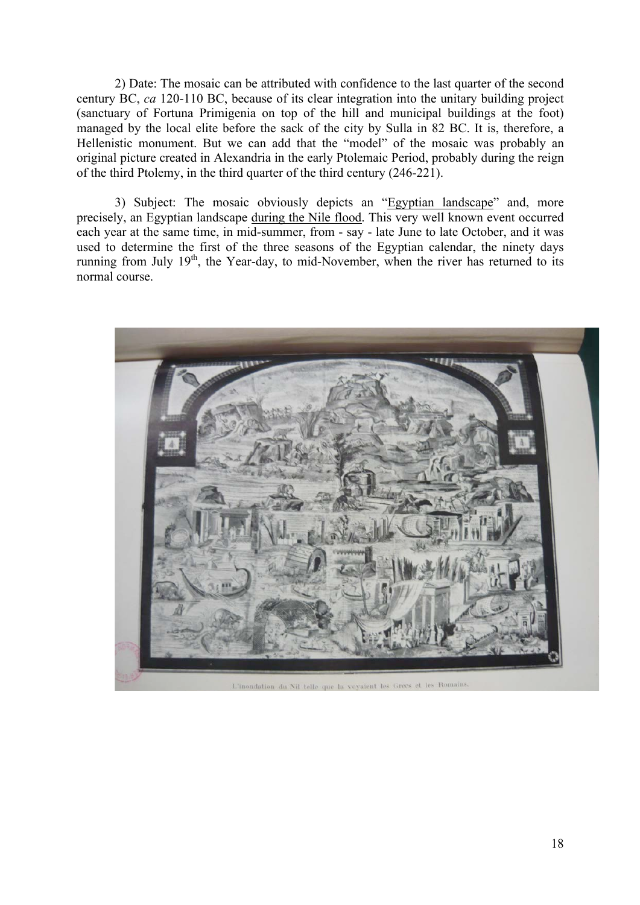2) Date: The mosaic can be attributed with confidence to the last quarter of the second century BC, *ca* 120-110 BC, because of its clear integration into the unitary building project (sanctuary of Fortuna Primigenia on top of the hill and municipal buildings at the foot) managed by the local elite before the sack of the city by Sulla in 82 BC. It is, therefore, a Hellenistic monument. But we can add that the "model" of the mosaic was probably an original picture created in Alexandria in the early Ptolemaic Period, probably during the reign of the third Ptolemy, in the third quarter of the third century (246-221).

3) Subject: The mosaic obviously depicts an "Egyptian landscape" and, more precisely, an Egyptian landscape during the Nile flood. This very well known event occurred each year at the same time, in mid-summer, from - say - late June to late October, and it was used to determine the first of the three seasons of the Egyptian calendar, the ninety days running from July 19th, the Year-day, to mid-November, when the river has returned to its normal course.

L'inondation du Nil telle que la voyaient les Grecs et les Romains.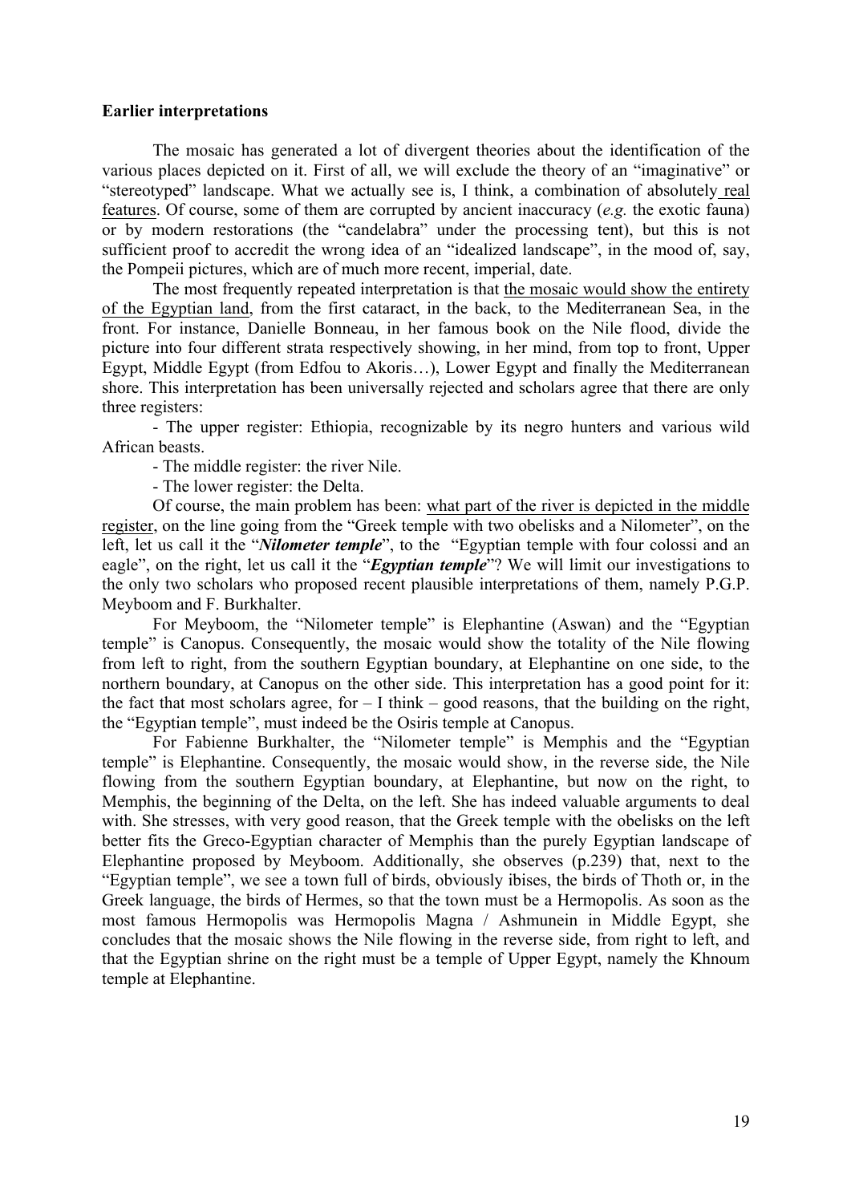**Earlier interpretations**

The mosaic has generated a lot of divergent theories about the identification of the various places depicted on it. First of all, we will exclude the theory of an "imaginative" or "stereotyped" landscape. What we actually see is, I think, a combination of absolutely real features. Of course, some of them are corrupted by ancient inaccuracy (*e.g.* the exotic fauna) or by modern restorations (the "candelabra" under the processing tent), but this is not sufficient proof to accredit the wrong idea of an "idealized landscape", in the mood of, say, the Pompeii pictures, which are of much more recent, imperial, date.

The most frequently repeated interpretation is that the mosaic would show the entirety of the Egyptian land, from the first cataract, in the back, to the Mediterranean Sea, in the front. For instance, Danielle Bonneau, in her famous book on the Nile flood, divide the picture into four different strata respectively showing, in her mind, from top to front, Upper Egypt, Middle Egypt (from Edfou to Akoris…), Lower Egypt and finally the Mediterranean shore. This interpretation has been universally rejected and scholars agree that there are only three registers:

- The upper register: Ethiopia, recognizable by its negro hunters and various wild African beasts.
- The middle register: the river Nile.
- The lower register: the Delta.

Of course, the main problem has been: what part of the river is depicted in the middle register, on the line going from the "Greek temple with two obelisks and a Nilometer", on the left, let us call it the "***Nilometer temple***", to the "Egyptian temple with four colossi and an eagle", on the right, let us call it the "***Egyptian temple***"? We will limit our investigations to the only two scholars who proposed recent plausible interpretations of them, namely P.G.P. Meyboom and F. Burkhalter.

For Meyboom, the "Nilometer temple" is Elephantine (Aswan) and the "Egyptian temple" is Canopus. Consequently, the mosaic would show the totality of the Nile flowing from left to right, from the southern Egyptian boundary, at Elephantine on one side, to the northern boundary, at Canopus on the other side. This interpretation has a good point for it: the fact that most scholars agree, for – I think – good reasons, that the building on the right, the "Egyptian temple", must indeed be the Osiris temple at Canopus.

For Fabienne Burkhalter, the "Nilometer temple" is Memphis and the "Egyptian temple" is Elephantine. Consequently, the mosaic would show, in the reverse side, the Nile flowing from the southern Egyptian boundary, at Elephantine, but now on the right, to Memphis, the beginning of the Delta, on the left. She has indeed valuable arguments to deal with. She stresses, with very good reason, that the Greek temple with the obelisks on the left better fits the Greco-Egyptian character of Memphis than the purely Egyptian landscape of Elephantine proposed by Meyboom. Additionally, she observes (p.239) that, next to the "Egyptian temple", we see a town full of birds, obviously ibises, the birds of Thoth or, in the Greek language, the birds of Hermes, so that the town must be a Hermopolis. As soon as the most famous Hermopolis was Hermopolis Magna / Ashmunein in Middle Egypt, she concludes that the mosaic shows the Nile flowing in the reverse side, from right to left, and that the Egyptian shrine on the right must be a temple of Upper Egypt, namely the Khnoum temple at Elephantine.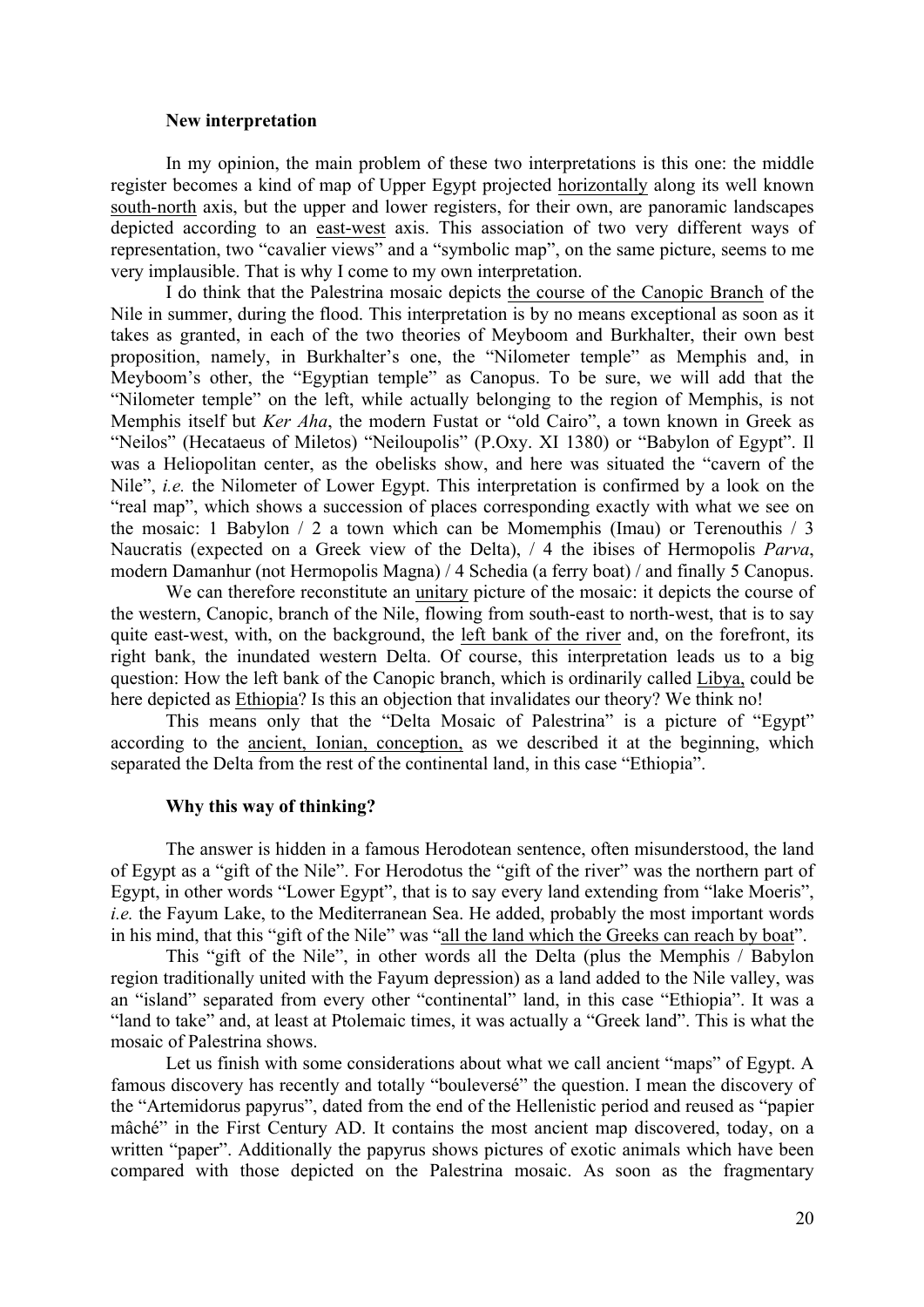### New interpretation

In my opinion, the main problem of these two interpretations is this one: the middle register becomes a kind of map of Upper Egypt projected horizontally along its well known south-north axis, but the upper and lower registers, for their own, are panoramic landscapes depicted according to an east-west axis. This association of two very different ways of representation, two "cavalier views" and a "symbolic map", on the same picture, seems to me very implausible. That is why I come to my own interpretation.

I do think that the Palestrina mosaic depicts the course of the Canopic Branch of the Nile in summer, during the flood. This interpretation is by no means exceptional as soon as it takes as granted, in each of the two theories of Meyboom and Burkhalter, their own best proposition, namely, in Burkhalter's one, the "Nilometer temple" as Memphis and, in Meyboom's other, the "Egyptian temple" as Canopus. To be sure, we will add that the "Nilometer temple" on the left, while actually belonging to the region of Memphis, is not Memphis itself but *Ker Aha*, the modern Fustat or "old Cairo", a town known in Greek as "Neilos" (Hecataeus of Miletos) "Neiloupolis" (P.Oxy. XI 1380) or "Babylon of Egypt". Il was a Heliopolitan center, as the obelisks show, and here was situated the "cavern of the Nile", *i.e.* the Nilometer of Lower Egypt. This interpretation is confirmed by a look on the "real map", which shows a succession of places corresponding exactly with what we see on the mosaic: 1 Babylon / 2 a town which can be Momemphis (Imau) or Terenouthis / 3 Naucratis (expected on a Greek view of the Delta), / 4 the ibises of Hermopolis *Parva*, modern Damanhur (not Hermopolis Magna) / 4 Schedia (a ferry boat) / and finally 5 Canopus.

We can therefore reconstitute an unitary picture of the mosaic: it depicts the course of the western, Canopic, branch of the Nile, flowing from south-east to north-west, that is to say quite east-west, with, on the background, the left bank of the river and, on the forefront, its right bank, the inundated western Delta. Of course, this interpretation leads us to a big question: How the left bank of the Canopic branch, which is ordinarily called Libya, could be here depicted as Ethiopia? Is this an objection that invalidates our theory? We think no!

This means only that the "Delta Mosaic of Palestrina" is a picture of "Egypt" according to the ancient, Ionian, conception, as we described it at the beginning, which separated the Delta from the rest of the continental land, in this case "Ethiopia".

### Why this way of thinking?

The answer is hidden in a famous Herodotean sentence, often misunderstood, the land of Egypt as a "gift of the Nile". For Herodotus the "gift of the river" was the northern part of Egypt, in other words "Lower Egypt", that is to say every land extending from "lake Moeris", *i.e.* the Fayum Lake, to the Mediterranean Sea. He added, probably the most important words in his mind, that this "gift of the Nile" was "all the land which the Greeks can reach by boat".

This "gift of the Nile", in other words all the Delta (plus the Memphis / Babylon region traditionally united with the Fayum depression) as a land added to the Nile valley, was an "island" separated from every other "continental" land, in this case "Ethiopia". It was a "land to take" and, at least at Ptolemaic times, it was actually a "Greek land". This is what the mosaic of Palestrina shows.

Let us finish with some considerations about what we call ancient "maps" of Egypt. A famous discovery has recently and totally "bouleversé" the question. I mean the discovery of the "Artemidorus papyrus", dated from the end of the Hellenistic period and reused as "papier mâché" in the First Century AD. It contains the most ancient map discovered, today, on a written "paper". Additionally the papyrus shows pictures of exotic animals which have been compared with those depicted on the Palestrina mosaic. As soon as the fragmentary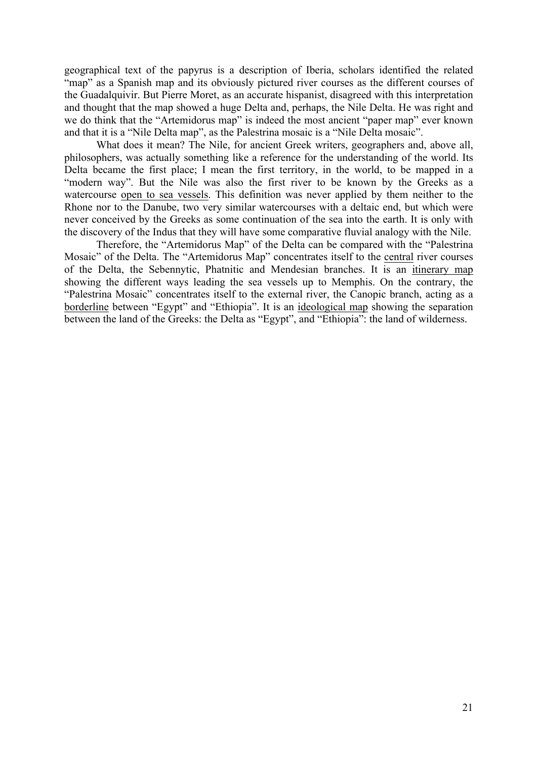geographical text of the papyrus is a description of Iberia, scholars identified the related "map" as a Spanish map and its obviously pictured river courses as the different courses of the Guadalquivir. But Pierre Moret, as an accurate hispanist, disagreed with this interpretation and thought that the map showed a huge Delta and, perhaps, the Nile Delta. He was right and we do think that the "Artemidorus map" is indeed the most ancient "paper map" ever known and that it is a "Nile Delta map", as the Palestrina mosaic is a "Nile Delta mosaic".

What does it mean? The Nile, for ancient Greek writers, geographers and, above all, philosophers, was actually something like a reference for the understanding of the world. Its Delta became the first place; I mean the first territory, in the world, to be mapped in a "modern way". But the Nile was also the first river to be known by the Greeks as a watercourse <u>open to sea vessels</u>. This definition was never applied by them neither to the Rhone nor to the Danube, two very similar watercourses with a deltaic end, but which were never conceived by the Greeks as some continuation of the sea into the earth. It is only with the discovery of the Indus that they will have some comparative fluvial analogy with the Nile.

Therefore, the "Artemidorus Map" of the Delta can be compared with the "Palestrina Mosaic" of the Delta. The "Artemidorus Map" concentrates itself to the <u>central</u> river courses of the Delta, the Sebennytic, Phatnitic and Mendesian branches. It is an <u>itinerary map</u> showing the different ways leading the sea vessels up to Memphis. On the contrary, the "Palestrina Mosaic" concentrates itself to the external river, the Canopic branch, acting as a <u>borderline</u> between "Egypt" and "Ethiopia". It is an <u>ideological map</u> showing the separation between the land of the Greeks: the Delta as "Egypt", and "Ethiopia": the land of wilderness.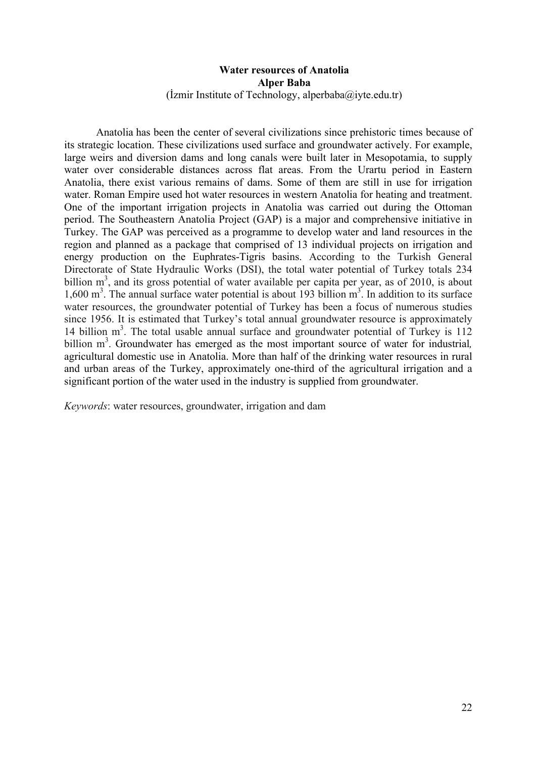# Water resources of Anatolia

**Alper Baba**

(İzmir Institute of Technology, alperbaba@iyte.edu.tr)

Anatolia has been the center of several civilizations since prehistoric times because of its strategic location. These civilizations used surface and groundwater actively. For example, large weirs and diversion dams and long canals were built later in Mesopotamia, to supply water over considerable distances across flat areas. From the Urartu period in Eastern Anatolia, there exist various remains of dams. Some of them are still in use for irrigation water. Roman Empire used hot water resources in western Anatolia for heating and treatment. One of the important irrigation projects in Anatolia was carried out during the Ottoman period. The Southeastern Anatolia Project (GAP) is a major and comprehensive initiative in Turkey. The GAP was perceived as a programme to develop water and land resources in the region and planned as a package that comprised of 13 individual projects on irrigation and energy production on the Euphrates-Tigris basins. According to the Turkish General Directorate of State Hydraulic Works (DSI), the total water potential of Turkey totals 234 billion $m^3$, and its gross potential of water available per capita per year, as of 2010, is about 1,600 $m^3$. The annual surface water potential is about 193 billion $m^3$. In addition to its surface water resources, the groundwater potential of Turkey has been a focus of numerous studies since 1956. It is estimated that Turkey's total annual groundwater resource is approximately 14 billion $m^3$. The total usable annual surface and groundwater potential of Turkey is 112 billion $m^3$. Groundwater has emerged as the most important source of water for industrial*,* agricultural domestic use in Anatolia. More than half of the drinking water resources in rural and urban areas of the Turkey, approximately one-third of the agricultural irrigation and a significant portion of the water used in the industry is supplied from groundwater.

*Keywords*: water resources, groundwater, irrigation and dam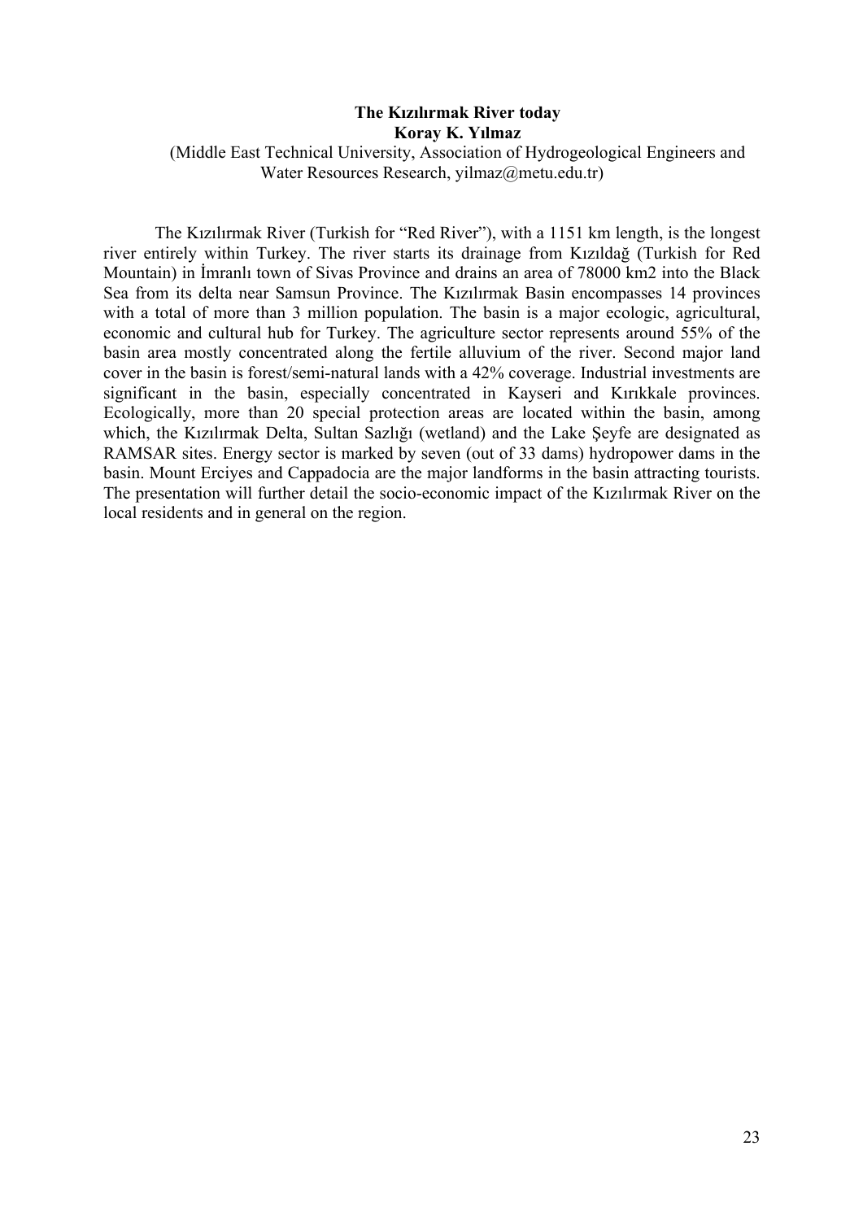# The Kızılırmak River today

**Koray K. Yılmaz**

(Middle East Technical University, Association of Hydrogeological Engineers and Water Resources Research, yilmaz@metu.edu.tr)

The Kızılırmak River (Turkish for "Red River"), with a 1151 km length, is the longest river entirely within Turkey. The river starts its drainage from Kızıldağ (Turkish for Red Mountain) in İmranlı town of Sivas Province and drains an area of 78000 km2 into the Black Sea from its delta near Samsun Province. The Kızılırmak Basin encompasses 14 provinces with a total of more than 3 million population. The basin is a major ecologic, agricultural, economic and cultural hub for Turkey. The agriculture sector represents around 55% of the basin area mostly concentrated along the fertile alluvium of the river. Second major land cover in the basin is forest/semi-natural lands with a 42% coverage. Industrial investments are significant in the basin, especially concentrated in Kayseri and Kırıkkale provinces. Ecologically, more than 20 special protection areas are located within the basin, among which, the Kızılırmak Delta, Sultan Sazlığı (wetland) and the Lake Şeyfe are designated as RAMSAR sites. Energy sector is marked by seven (out of 33 dams) hydropower dams in the basin. Mount Erciyes and Cappadocia are the major landforms in the basin attracting tourists. The presentation will further detail the socio-economic impact of the Kızılırmak River on the local residents and in general on the region.